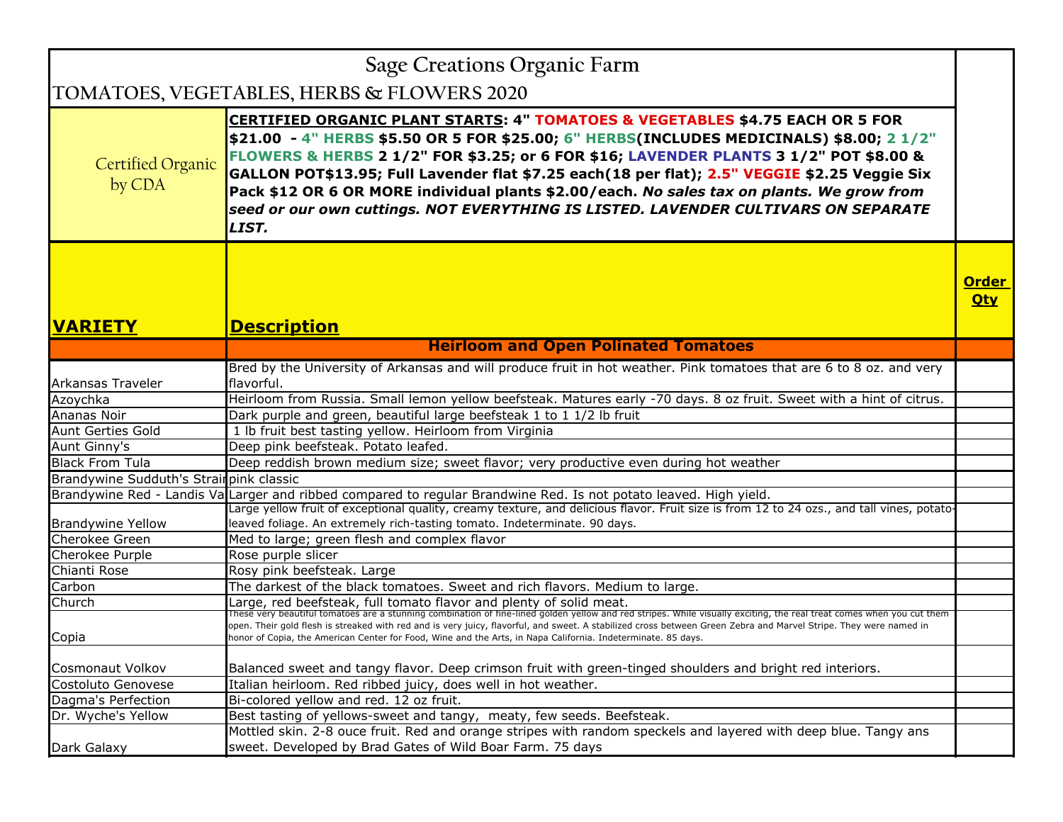# Sage Creations Organic Farm

## TOMATOES, VEGETABLES, HERBS & FLOWERS 2020

Certified Organic by CDA

**CERTIFIED ORGANIC PLANT STARTS: 4" TOMATOES & VEGETABLES $4.75 EACH OR 5 FOR $21.00 - 4" HERBS $5.50 OR 5 FOR $25.00; 6" HERBS(INCLUDES MEDICINALS) $8.00; 2 1/2" FLOWERS & HERBS 2 1/2" FOR $3.25; or 6 FOR $16; LAVENDER PLANTS 3 1/2" POT $8.00 & GALLON POT$13.95; Full Lavender flat $7.25 each(18 per flat); 2.5" VEGGIE $2.25 Veggie Six Pack $12 OR 6 OR MORE individual plants $2.00/each.** ***No sales tax on plants. We grow from seed or our own cuttings. NOT EVERYTHING IS LISTED. LAVENDER CULTIVARS ON SEPARATE LIST.***

| VARIETY | Description | Order Qty |
|---|---|---|
| | **Heirloom and Open Polinated Tomatoes** | |
| Arkansas Traveler | Bred by the University of Arkansas and will produce fruit in hot weather. Pink tomatoes that are 6 to 8 oz. and very flavorful. | |
| Azoychka | Heirloom from Russia. Small lemon yellow beefsteak. Matures early -70 days. 8 oz fruit. Sweet with a hint of citrus. | |
| Ananas Noir | Dark purple and green, beautiful large beefsteak 1 to 1 1/2 lb fruit | |
| Aunt Gerties Gold | 1 lb fruit best tasting yellow. Heirloom from Virginia | |
| Aunt Ginny's | Deep pink beefsteak. Potato leafed. | |
| Black From Tula | Deep reddish brown medium size; sweet flavor; very productive even during hot weather | |
| Brandywine Sudduth's Strain | pink classic | |
| Brandywine Red - Landis Va | Larger and ribbed compared to regular Brandwine Red. Is not potato leaved. High yield. | |
| Brandywine Yellow | Large yellow fruit of exceptional quality, creamy texture, and delicious flavor. Fruit size is from 12 to 24 ozs., and tall vines, potato-leaved foliage. An extremely rich-tasting tomato. Indeterminate. 90 days. | |
| Cherokee Green | Med to large; green flesh and complex flavor | |
| Cherokee Purple | Rose purple slicer | |
| Chianti Rose | Rosy pink beefsteak. Large | |
| Carbon | The darkest of the black tomatoes. Sweet and rich flavors. Medium to large. | |
| Church | Large, red beefsteak, full tomato flavor and plenty of solid meat. | |
| Copia | These very beautiful tomatoes are a stunning combination of fine-lined golden yellow and red stripes. While visually exciting, the real treat comes when you cut them open. Their gold flesh is streaked with red and is very juicy, flavorful, and sweet. A stabilized cross between Green Zebra and Marvel Stripe. They were named in honor of Copia, the American Center for Food, Wine and the Arts, in Napa California. Indeterminate. 85 days. | |
| Cosmonaut Volkov | Balanced sweet and tangy flavor. Deep crimson fruit with green-tinged shoulders and bright red interiors. | |
| Costoluto Genovese | Italian heirloom. Red ribbed juicy, does well in hot weather. | |
| Dagma's Perfection | Bi-colored yellow and red. 12 oz fruit. | |
| Dr. Wyche's Yellow | Best tasting of yellows-sweet and tangy, meaty, few seeds. Beefsteak. | |
| Dark Galaxy | Mottled skin. 2-8 ouce fruit. Red and orange stripes with random speckels and layered with deep blue. Tangy ans sweet. Developed by Brad Gates of Wild Boar Farm. 75 days | |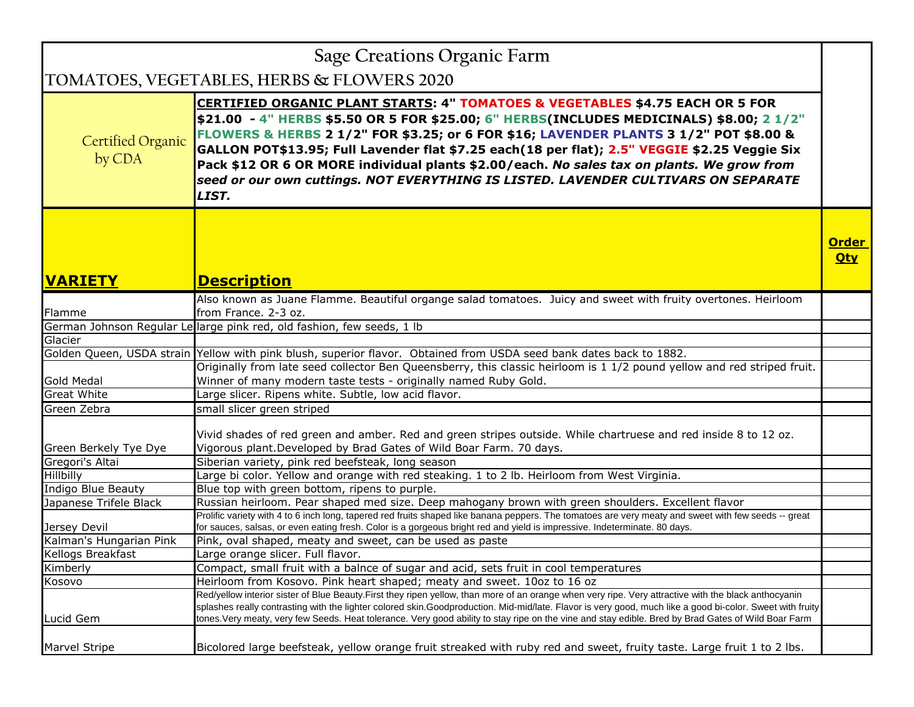# Sage Creations Organic Farm

## TOMATOES, VEGETABLES, HERBS & FLOWERS 2020

| Certified Organic by CDA | **CERTIFIED ORGANIC PLANT STARTS: 4" TOMATOES & VEGETABLES $4.75 EACH OR 5 FOR $21.00 - 4" HERBS $5.50 OR 5 FOR $25.00; 6" HERBS(INCLUDES MEDICINALS) $8.00; 2 1/2" FLOWERS & HERBS 2 1/2" FOR $3.25; or 6 FOR $16; LAVENDER PLANTS 3 1/2" POT $8.00 & GALLON POT$13.95; Full Lavender flat $7.25 each(18 per flat); 2.5" VEGGIE $2.25 Veggie Six Pack $12 OR 6 OR MORE individual plants $2.00/each.** ***No sales tax on plants. We grow from seed or our own cuttings. NOT EVERYTHING IS LISTED. LAVENDER CULTIVARS ON SEPARATE LIST.*** | |
|---|---|---|
| **VARIETY** | **Description** | **Order Qty** |
| Flamme | Also known as Juane Flamme. Beautiful organge salad tomatoes. Juicy and sweet with fruity overtones. Heirloom from France. 2-3 oz. | |
| German Johnson Regular Le | large pink red, old fashion, few seeds, 1 lb | |
| Glacier | | |
| Golden Queen, USDA strain | Yellow with pink blush, superior flavor. Obtained from USDA seed bank dates back to 1882. | |
| Gold Medal | Originally from late seed collector Ben Queensberry, this classic heirloom is 1 1/2 pound yellow and red striped fruit. Winner of many modern taste tests - originally named Ruby Gold. | |
| Great White | Large slicer. Ripens white. Subtle, low acid flavor. | |
| Green Zebra | small slicer green striped | |
| Green Berkely Tye Dye | Vivid shades of red green and amber. Red and green stripes outside. While chartruese and red inside 8 to 12 oz. Vigorous plant.Developed by Brad Gates of Wild Boar Farm. 70 days. | |
| Gregori's Altai | Siberian variety, pink red beefsteak, long season | |
| Hillbilly | Large bi color. Yellow and orange with red steaking. 1 to 2 lb. Heirloom from West Virginia. | |
| Indigo Blue Beauty | Blue top with green bottom, ripens to purple. | |
| Japanese Trifele Black | Russian heirloom. Pear shaped med size. Deep mahogany brown with green shoulders. Excellent flavor | |
| Jersey Devil | Prolific variety with 4 to 6 inch long, tapered red fruits shaped like banana peppers. The tomatoes are very meaty and sweet with few seeds -- great for sauces, salsas, or even eating fresh. Color is a gorgeous bright red and yield is impressive. Indeterminate. 80 days. | |
| Kalman's Hungarian Pink | Pink, oval shaped, meaty and sweet, can be used as paste | |
| Kellogs Breakfast | Large orange slicer. Full flavor. | |
| Kimberly | Compact, small fruit with a balnce of sugar and acid, sets fruit in cool temperatures | |
| Kosovo | Heirloom from Kosovo. Pink heart shaped; meaty and sweet. 10oz to 16 oz | |
| Lucid Gem | Red/yellow interior sister of Blue Beauty.First they ripen yellow, than more of an orange when very ripe. Very attractive with the black anthocyanin splashes really contrasting with the lighter colored skin.Goodproduction. Mid-mid/late. Flavor is very good, much like a good bi-color. Sweet with fruity tones.Very meaty, very few Seeds. Heat tolerance. Very good ability to stay ripe on the vine and stay edible. Bred by Brad Gates of Wild Boar Farm | |
| Marvel Stripe | Bicolored large beefsteak, yellow orange fruit streaked with ruby red and sweet, fruity taste. Large fruit 1 to 2 lbs. | |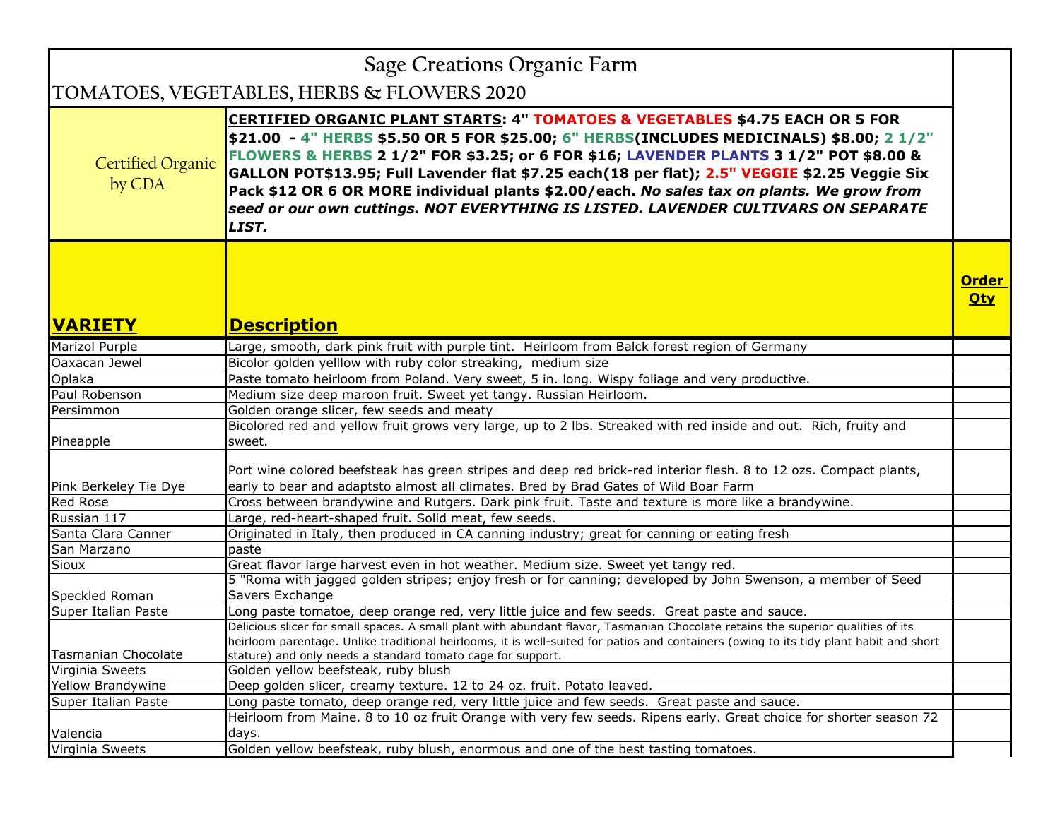# Sage Creations Organic Farm

## TOMATOES, VEGETABLES, HERBS & FLOWERS 2020

| Certified Organic by CDA | **CERTIFIED ORGANIC PLANT STARTS: 4" TOMATOES & VEGETABLES $4.75 EACH OR 5 FOR $21.00 - 4" HERBS $5.50 OR 5 FOR $25.00; 6" HERBS(INCLUDES MEDICINALS) $8.00; 2 1/2" FLOWERS & HERBS 2 1/2" FOR $3.25; or 6 FOR $16; LAVENDER PLANTS 3 1/2" POT $8.00 & GALLON POT$13.95; Full Lavender flat $7.25 each(18 per flat); 2.5" VEGGIE $2.25 Veggie Six Pack $12 OR 6 OR MORE individual plants $2.00/each.** ***No sales tax on plants. We grow from seed or our own cuttings. NOT EVERYTHING IS LISTED. LAVENDER CULTIVARS ON SEPARATE LIST.*** |
|---|---|

| VARIETY | Description | Order Qty |
|---|---|---|
| Marizol Purple | Large, smooth, dark pink fruit with purple tint. Heirloom from Balck forest region of Germany | |
| Oaxacan Jewel | Bicolor golden yelllow with ruby color streaking, medium size | |
| Oplaka | Paste tomato heirloom from Poland. Very sweet, 5 in. long. Wispy foliage and very productive. | |
| Paul Robenson | Medium size deep maroon fruit. Sweet yet tangy. Russian Heirloom. | |
| Persimmon | Golden orange slicer, few seeds and meaty | |
| Pineapple | Bicolored red and yellow fruit grows very large, up to 2 lbs. Streaked with red inside and out. Rich, fruity and sweet. | |
| Pink Berkeley Tie Dye | Port wine colored beefsteak has green stripes and deep red brick-red interior flesh. 8 to 12 ozs. Compact plants, early to bear and adaptsto almost all climates. Bred by Brad Gates of Wild Boar Farm | |
| Red Rose | Cross between brandywine and Rutgers. Dark pink fruit. Taste and texture is more like a brandywine. | |
| Russian 117 | Large, red-heart-shaped fruit. Solid meat, few seeds. | |
| Santa Clara Canner | Originated in Italy, then produced in CA canning industry; great for canning or eating fresh | |
| San Marzano | paste | |
| Sioux | Great flavor large harvest even in hot weather. Medium size. Sweet yet tangy red. | |
| Speckled Roman | 5 "Roma with jagged golden stripes; enjoy fresh or for canning; developed by John Swenson, a member of Seed Savers Exchange | |
| Super Italian Paste | Long paste tomatoe, deep orange red, very little juice and few seeds. Great paste and sauce. | |
| Tasmanian Chocolate | Delicious slicer for small spaces. A small plant with abundant flavor, Tasmanian Chocolate retains the superior qualities of its heirloom parentage. Unlike traditional heirlooms, it is well-suited for patios and containers (owing to its tidy plant habit and short stature) and only needs a standard tomato cage for support. | |
| Virginia Sweets | Golden yellow beefsteak, ruby blush | |
| Yellow Brandywine | Deep golden slicer, creamy texture. 12 to 24 oz. fruit. Potato leaved. | |
| Super Italian Paste | Long paste tomato, deep orange red, very little juice and few seeds. Great paste and sauce. | |
| Valencia | Heirloom from Maine. 8 to 10 oz fruit Orange with very few seeds. Ripens early. Great choice for shorter season 72 days. | |
| Virginia Sweets | Golden yellow beefsteak, ruby blush, enormous and one of the best tasting tomatoes. | |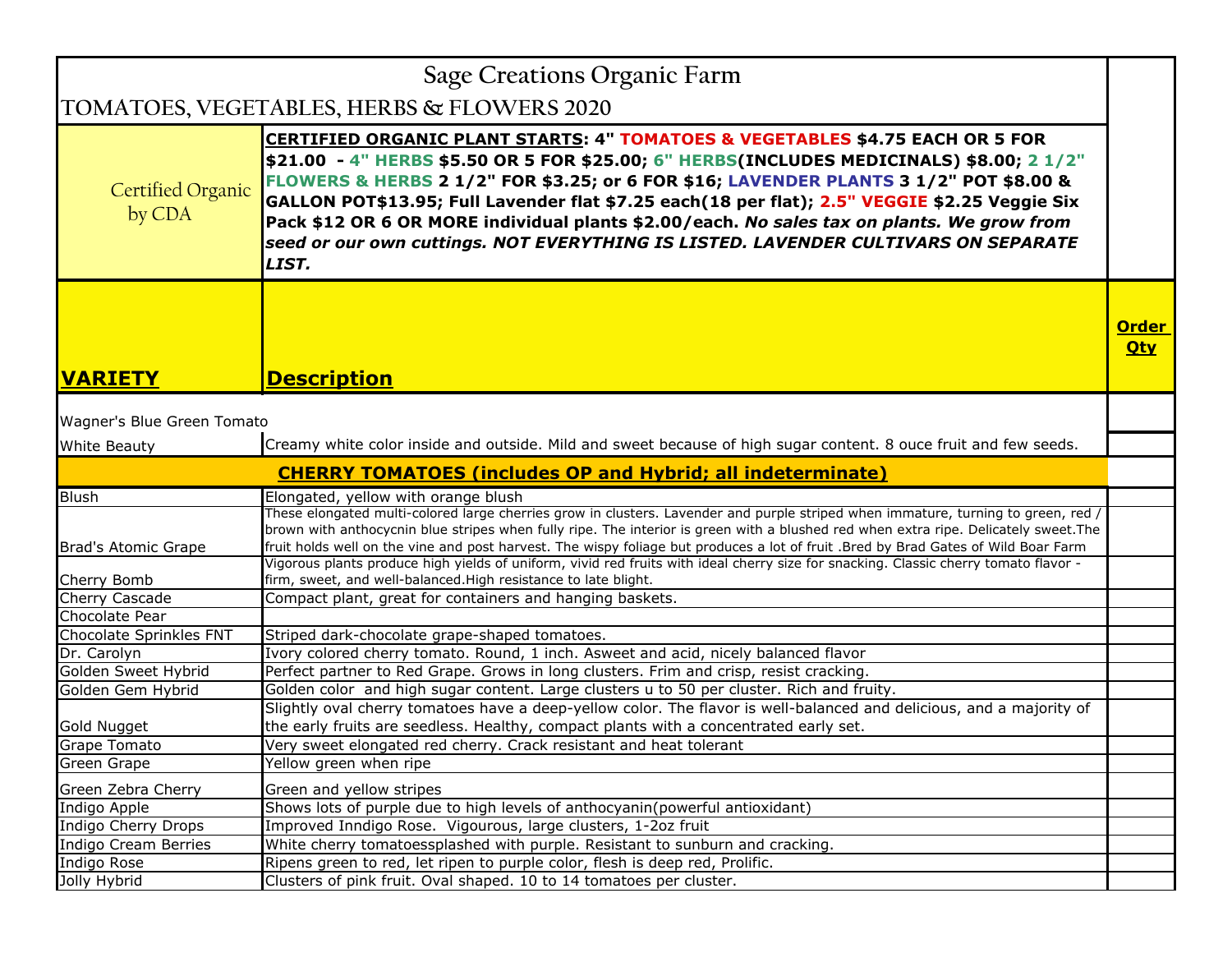# Sage Creations Organic Farm

## TOMATOES, VEGETABLES, HERBS & FLOWERS 2020

| Certified Organic by CDA | **CERTIFIED ORGANIC PLANT STARTS: 4" TOMATOES & VEGETABLES $4.75 EACH OR 5 FOR $21.00 - 4" HERBS $5.50 OR 5 FOR $25.00; 6" HERBS(INCLUDES MEDICINALS) $8.00; 2 1/2" FLOWERS & HERBS 2 1/2" FOR $3.25; or 6 FOR $16; LAVENDER PLANTS 3 1/2" POT $8.00 & GALLON POT$13.95; Full Lavender flat $7.25 each(18 per flat); 2.5" VEGGIE $2.25 Veggie Six Pack $12 OR 6 OR MORE individual plants $2.00/each.** ***No sales tax on plants. We grow from seed or our own cuttings. NOT EVERYTHING IS LISTED. LAVENDER CULTIVARS ON SEPARATE LIST.*** |
|---|---|

| VARIETY | Description | Order Qty |
|---|---|---|
| Wagner's Blue Green Tomato | | |
| White Beauty | Creamy white color inside and outside. Mild and sweet because of high sugar content. 8 ouce fruit and few seeds. | |
| | **CHERRY TOMATOES (includes OP and Hybrid; all indeterminate)** | |
| Blush | Elongated, yellow with orange blush | |
| Brad's Atomic Grape | These elongated multi-colored large cherries grow in clusters. Lavender and purple striped when immature, turning to green, red / brown with anthocycnin blue stripes when fully ripe. The interior is green with a blushed red when extra ripe. Delicately sweet.The fruit holds well on the vine and post harvest. The wispy foliage but produces a lot of fruit .Bred by Brad Gates of Wild Boar Farm | |
| Cherry Bomb | Vigorous plants produce high yields of uniform, vivid red fruits with ideal cherry size for snacking. Classic cherry tomato flavor - firm, sweet, and well-balanced.High resistance to late blight. | |
| Cherry Cascade | Compact plant, great for containers and hanging baskets. | |
| Chocolate Pear | | |
| Chocolate Sprinkles FNT | Striped dark-chocolate grape-shaped tomatoes. | |
| Dr. Carolyn | Ivory colored cherry tomato. Round, 1 inch. Asweet and acid, nicely balanced flavor | |
| Golden Sweet Hybrid | Perfect partner to Red Grape. Grows in long clusters. Frim and crisp, resist cracking. | |
| Golden Gem Hybrid | Golden color and high sugar content. Large clusters u to 50 per cluster. Rich and fruity. | |
| Gold Nugget | Slightly oval cherry tomatoes have a deep-yellow color. The flavor is well-balanced and delicious, and a majority of the early fruits are seedless. Healthy, compact plants with a concentrated early set. | |
| Grape Tomato | Very sweet elongated red cherry. Crack resistant and heat tolerant | |
| Green Grape | Yellow green when ripe | |
| Green Zebra Cherry | Green and yellow stripes | |
| Indigo Apple | Shows lots of purple due to high levels of anthocyanin(powerful antioxidant) | |
| Indigo Cherry Drops | Improved Inndigo Rose. Vigourous, large clusters, 1-2oz fruit | |
| Indigo Cream Berries | White cherry tomatoessplashed with purple. Resistant to sunburn and cracking. | |
| Indigo Rose | Ripens green to red, let ripen to purple color, flesh is deep red, Prolific. | |
| Jolly Hybrid | Clusters of pink fruit. Oval shaped. 10 to 14 tomatoes per cluster. | |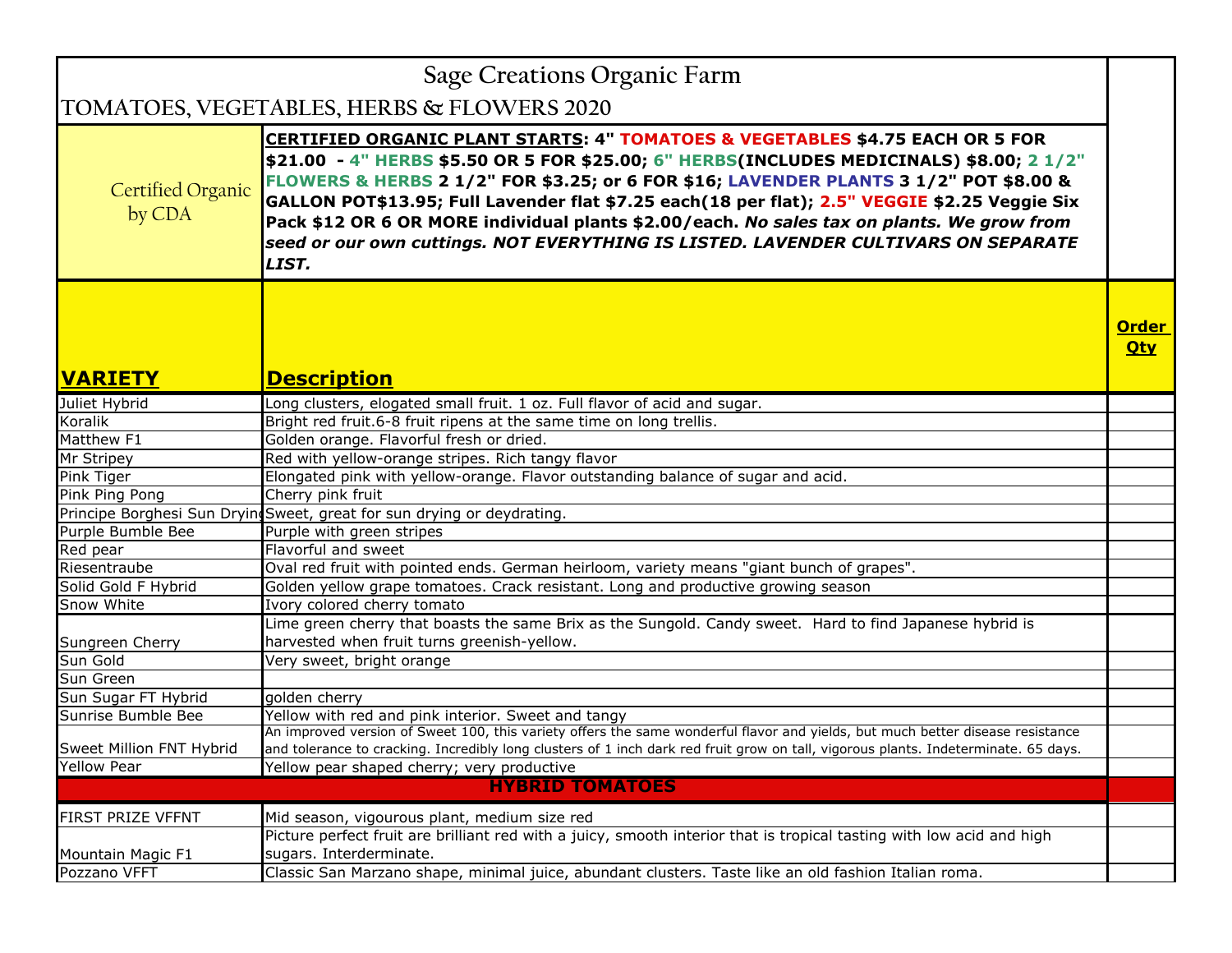# Sage Creations Organic Farm

## TOMATOES, VEGETABLES, HERBS & FLOWERS 2020

Certified Organic by CDA

**CERTIFIED ORGANIC PLANT STARTS: 4" TOMATOES & VEGETABLES $4.75 EACH OR 5 FOR $21.00 - 4" HERBS $5.50 OR 5 FOR $25.00; 6" HERBS(INCLUDES MEDICINALS) $8.00; 2 1/2" FLOWERS & HERBS 2 1/2" FOR $3.25; or 6 FOR $16; LAVENDER PLANTS 3 1/2" POT $8.00 & GALLON POT$13.95; Full Lavender flat $7.25 each(18 per flat); 2.5" VEGGIE $2.25 Veggie Six Pack $12 OR 6 OR MORE individual plants $2.00/each.** ***No sales tax on plants. We grow from seed or our own cuttings. NOT EVERYTHING IS LISTED. LAVENDER CULTIVARS ON SEPARATE LIST.***

| VARIETY | Description | Order Qty |
|---|---|---|
| Juliet Hybrid | Long clusters, elogated small fruit. 1 oz. Full flavor of acid and sugar. | |
| Koralik | Bright red fruit.6-8 fruit ripens at the same time on long trellis. | |
| Matthew F1 | Golden orange. Flavorful fresh or dried. | |
| Mr Stripey | Red with yellow-orange stripes. Rich tangy flavor | |
| Pink Tiger | Elongated pink with yellow-orange. Flavor outstanding balance of sugar and acid. | |
| Pink Ping Pong | Cherry pink fruit | |
| Principe Borghesi Sun Drying | Sweet, great for sun drying or deydrating. | |
| Purple Bumble Bee | Purple with green stripes | |
| Red pear | Flavorful and sweet | |
| Riesentraube | Oval red fruit with pointed ends. German heirloom, variety means "giant bunch of grapes". | |
| Solid Gold F Hybrid | Golden yellow grape tomatoes. Crack resistant. Long and productive growing season | |
| Snow White | Ivory colored cherry tomato | |
| Sungreen Cherry | Lime green cherry that boasts the same Brix as the Sungold. Candy sweet. Hard to find Japanese hybrid is harvested when fruit turns greenish-yellow. | |
| Sun Gold | Very sweet, bright orange | |
| Sun Green | | |
| Sun Sugar FT Hybrid | golden cherry | |
| Sunrise Bumble Bee | Yellow with red and pink interior. Sweet and tangy | |
| Sweet Million FNT Hybrid | An improved version of Sweet 100, this variety offers the same wonderful flavor and yields, but much better disease resistance and tolerance to cracking. Incredibly long clusters of 1 inch dark red fruit grow on tall, vigorous plants. Indeterminate. 65 days. | |
| Yellow Pear | Yellow pear shaped cherry; very productive | |
| **HYBRID TOMATOES** | | |
| FIRST PRIZE VFFNT | Mid season, vigourous plant, medium size red | |
| Mountain Magic F1 | Picture perfect fruit are brilliant red with a juicy, smooth interior that is tropical tasting with low acid and high sugars. Interderminate. | |
| Pozzano VFFT | Classic San Marzano shape, minimal juice, abundant clusters. Taste like an old fashion Italian roma. | |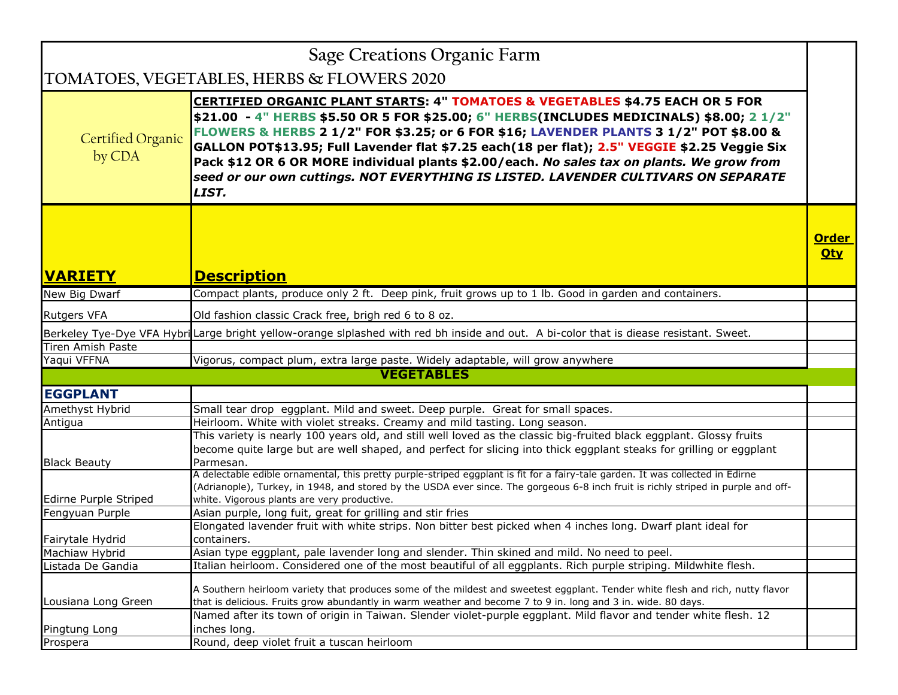# Sage Creations Organic Farm

## TOMATOES, VEGETABLES, HERBS & FLOWERS 2020

Certified Organic by CDA

**CERTIFIED ORGANIC PLANT STARTS: 4" TOMATOES & VEGETABLES $4.75 EACH OR 5 FOR $21.00 - 4" HERBS $5.50 OR 5 FOR $25.00; 6" HERBS(INCLUDES MEDICINALS) $8.00; 2 1/2" FLOWERS & HERBS 2 1/2" FOR $3.25; or 6 FOR $16; LAVENDER PLANTS 3 1/2" POT $8.00 & GALLON POT$13.95; Full Lavender flat $7.25 each(18 per flat); 2.5" VEGGIE $2.25 Veggie Six Pack $12 OR 6 OR MORE individual plants $2.00/each.** ***No sales tax on plants. We grow from seed or our own cuttings. NOT EVERYTHING IS LISTED. LAVENDER CULTIVARS ON SEPARATE LIST.***

| VARIETY | Description | Order Qty |
|---|---|---|
| New Big Dwarf | Compact plants, produce only 2 ft. Deep pink, fruit grows up to 1 lb. Good in garden and containers. | |
| Rutgers VFA | Old fashion classic Crack free, brigh red 6 to 8 oz. | |
| Berkeley Tye-Dye VFA Hybri | Large bright yellow-orange slplashed with red bh inside and out. A bi-color that is diease resistant. Sweet. | |
| Tiren Amish Paste | | |
| Yaqui VFFNA | Vigorus, compact plum, extra large paste. Widely adaptable, will grow anywhere | |
| **VEGETABLES** | | |
| **EGGPLANT** | | |
| Amethyst Hybrid | Small tear drop eggplant. Mild and sweet. Deep purple. Great for small spaces. | |
| Antigua | Heirloom. White with violet streaks. Creamy and mild tasting. Long season. | |
| Black Beauty | This variety is nearly 100 years old, and still well loved as the classic big-fruited black eggplant. Glossy fruits become quite large but are well shaped, and perfect for slicing into thick eggplant steaks for grilling or eggplant Parmesan. | |
| Edirne Purple Striped | A delectable edible ornamental, this pretty purple-striped eggplant is fit for a fairy-tale garden. It was collected in Edirne (Adrianople), Turkey, in 1948, and stored by the USDA ever since. The gorgeous 6-8 inch fruit is richly striped in purple and off-white. Vigorous plants are very productive. | |
| Fengyuan Purple | Asian purple, long fuit, great for grilling and stir fries | |
| Fairytale Hydrid | Elongated lavender fruit with white strips. Non bitter best picked when 4 inches long. Dwarf plant ideal for containers. | |
| Machiaw Hybrid | Asian type eggplant, pale lavender long and slender. Thin skined and mild. No need to peel. | |
| Listada De Gandia | Italian heirloom. Considered one of the most beautiful of all eggplants. Rich purple striping. Mildwhite flesh. | |
| Lousiana Long Green | A Southern heirloom variety that produces some of the mildest and sweetest eggplant. Tender white flesh and rich, nutty flavor that is delicious. Fruits grow abundantly in warm weather and become 7 to 9 in. long and 3 in. wide. 80 days. | |
| Pingtung Long | Named after its town of origin in Taiwan. Slender violet-purple eggplant. Mild flavor and tender white flesh. 12 inches long. | |
| Prospera | Round, deep violet fruit a tuscan heirloom | |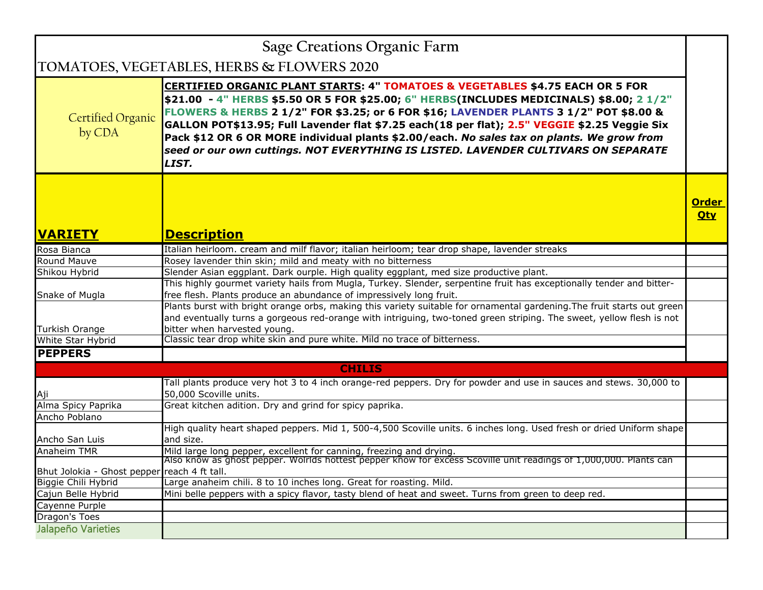# Sage Creations Organic Farm

## TOMATOES, VEGETABLES, HERBS & FLOWERS 2020

| | |
|---|---|
| Certified Organic by CDA | **CERTIFIED ORGANIC PLANT STARTS: 4" TOMATOES & VEGETABLES $4.75 EACH OR 5 FOR $21.00 - 4" HERBS $5.50 OR 5 FOR $25.00; 6" HERBS(INCLUDES MEDICINALS) $8.00; 2 1/2" FLOWERS & HERBS 2 1/2" FOR $3.25; or 6 FOR $16; LAVENDER PLANTS 3 1/2" POT $8.00 & GALLON POT$13.95; Full Lavender flat $7.25 each(18 per flat); 2.5" VEGGIE $2.25 Veggie Six Pack $12 OR 6 OR MORE individual plants $2.00/each.** ***No sales tax on plants. We grow from seed or our own cuttings. NOT EVERYTHING IS LISTED. LAVENDER CULTIVARS ON SEPARATE LIST.*** |

| **VARIETY** | **Description** | **Order Qty** |
|---|---|---|
| Rosa Bianca | Italian heirloom. cream and milf flavor; italian heirloom; tear drop shape, lavender streaks | |
| Round Mauve | Rosey lavender thin skin; mild and meaty with no bitterness | |
| Shikou Hybrid | Slender Asian eggplant. Dark ourple. High quality eggplant, med size productive plant. | |
| Snake of Mugla | This highly gourmet variety hails from Mugla, Turkey. Slender, serpentine fruit has exceptionally tender and bitter-free flesh. Plants produce an abundance of impressively long fruit. | |
| Turkish Orange | Plants burst with bright orange orbs, making this variety suitable for ornamental gardening.The fruit starts out green and eventually turns a gorgeous red-orange with intriguing, two-toned green striping. The sweet, yellow flesh is not bitter when harvested young. | |
| White Star Hybrid | Classic tear drop white skin and pure white. Mild no trace of bitterness. | |
| **PEPPERS** | | |
| **CHILIS** | | |
| Aji | Tall plants produce very hot 3 to 4 inch orange-red peppers. Dry for powder and use in sauces and stews. 30,000 to 50,000 Scoville units. | |
| Alma Spicy Paprika | Great kitchen adition. Dry and grind for spicy paprika. | |
| Ancho Poblano | | |
| Ancho San Luis | High quality heart shaped peppers. Mid 1, 500-4,500 Scoville units. 6 inches long. Used fresh or dried Uniform shape and size. | |
| Anaheim TMR | Mild large long pepper, excellent for canning, freezing and drying. | |
| Bhut Jolokia - Ghost pepper | Also know as ghost pepper. Wolrlds hottest pepper know for excess Scoville unit readings of 1,000,000. Plants can reach 4 ft tall. | |
| Biggie Chili Hybrid | Large anaheim chili. 8 to 10 inches long. Great for roasting. Mild. | |
| Cajun Belle Hybrid | Mini belle peppers with a spicy flavor, tasty blend of heat and sweet. Turns from green to deep red. | |
| Cayenne Purple | | |
| Dragon's Toes | | |
| Jalapeño Varieties | | |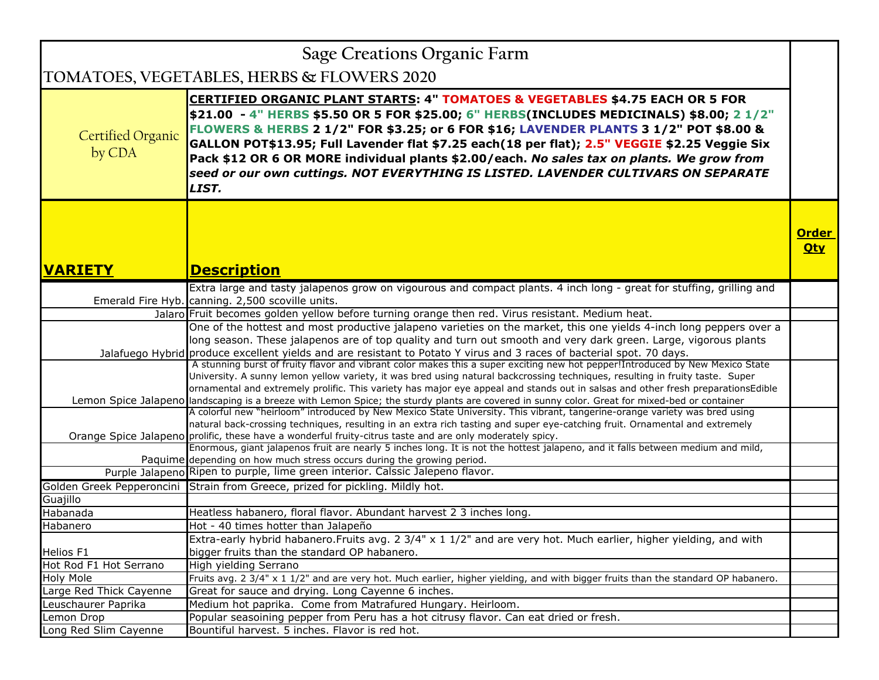# Sage Creations Organic Farm

## TOMATOES, VEGETABLES, HERBS & FLOWERS 2020

| Certified Organic by CDA | **CERTIFIED ORGANIC PLANT STARTS: 4" TOMATOES & VEGETABLES $4.75 EACH OR 5 FOR $21.00 - 4" HERBS $5.50 OR 5 FOR $25.00; 6" HERBS(INCLUDES MEDICINALS) $8.00; 2 1/2" FLOWERS & HERBS 2 1/2" FOR $3.25; or 6 FOR $16; LAVENDER PLANTS 3 1/2" POT $8.00 & GALLON POT$13.95; Full Lavender flat $7.25 each(18 per flat); 2.5" VEGGIE $2.25 Veggie Six Pack $12 OR 6 OR MORE individual plants $2.00/each.** ***No sales tax on plants. We grow from seed or our own cuttings. NOT EVERYTHING IS LISTED. LAVENDER CULTIVARS ON SEPARATE LIST.*** | |
|---|---|---|

| VARIETY | Description | Order Qty |
|---|---|---|
| Emerald Fire Hyb. | Extra large and tasty jalapenos grow on vigourous and compact plants. 4 inch long - great for stuffing, grilling and canning. 2,500 scoville units. | |
| Jalaro | Fruit becomes golden yellow before turning orange then red. Virus resistant. Medium heat. | |
| Jalafuego Hybrid | One of the hottest and most productive jalapeno varieties on the market, this one yields 4-inch long peppers over a long season. These jalapenos are of top quality and turn out smooth and very dark green. Large, vigorous plants produce excellent yields and are resistant to Potato Y virus and 3 races of bacterial spot. 70 days. | |
| Lemon Spice Jalapeno | A stunning burst of fruity flavor and vibrant color makes this a super exciting new hot pepper!Introduced by New Mexico State University. A sunny lemon yellow variety, it was bred using natural backcrossing techniques, resulting in fruity taste. Super ornamental and extremely prolific. This variety has major eye appeal and stands out in salsas and other fresh preparationsEdible landscaping is a breeze with Lemon Spice; the sturdy plants are covered in sunny color. Great for mixed-bed or container | |
| Orange Spice Jalapeno | A colorful new "heirloom" introduced by New Mexico State University. This vibrant, tangerine-orange variety was bred using natural back-crossing techniques, resulting in an extra rich tasting and super eye-catching fruit. Ornamental and extremely prolific, these have a wonderful fruity-citrus taste and are only moderately spicy. | |
| Paquime | Enormous, giant jalapenos fruit are nearly 5 inches long. It is not the hottest jalapeno, and it falls between medium and mild, depending on how much stress occurs during the growing period. | |
| Purple Jalapeno | Ripen to purple, lime green interior. Calssic Jalepeno flavor. | |
| Golden Greek Pepperoncini | Strain from Greece, prized for pickling. Mildly hot. | |
| Guajillo | | |
| Habanada | Heatless habanero, floral flavor. Abundant harvest 2 3 inches long. | |
| Habanero | Hot - 40 times hotter than Jalapeño | |
| Helios F1 | Extra-early hybrid habanero.Fruits avg. 2 3/4" x 1 1/2" and are very hot. Much earlier, higher yielding, and with bigger fruits than the standard OP habanero. | |
| Hot Rod F1 Hot Serrano | High yielding Serrano | |
| Holy Mole | Fruits avg. 2 3/4" x 1 1/2" and are very hot. Much earlier, higher yielding, and with bigger fruits than the standard OP habanero. | |
| Large Red Thick Cayenne | Great for sauce and drying. Long Cayenne 6 inches. | |
| Leuschaurer Paprika | Medium hot paprika. Come from Matrafured Hungary. Heirloom. | |
| Lemon Drop | Popular seasoining pepper from Peru has a hot citrusy flavor. Can eat dried or fresh. | |
| Long Red Slim Cayenne | Bountiful harvest. 5 inches. Flavor is red hot. | |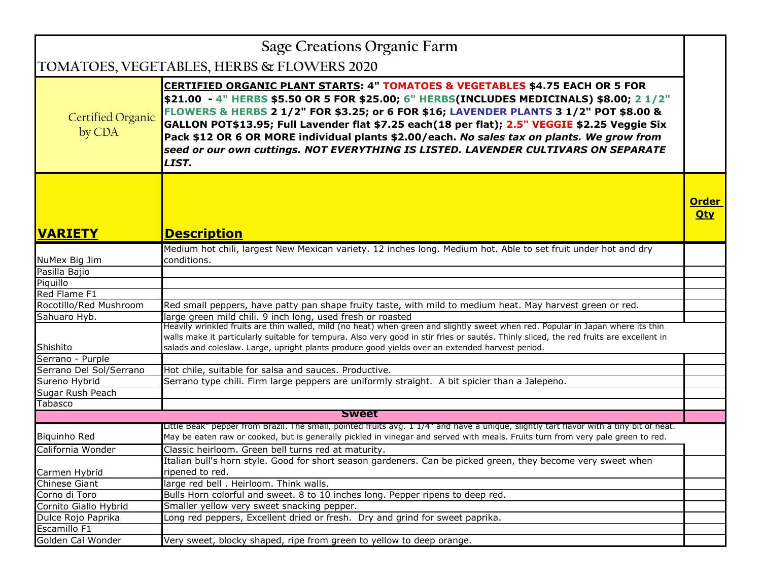# Sage Creations Organic Farm

## TOMATOES, VEGETABLES, HERBS & FLOWERS 2020

| Certified Organic by CDA | **CERTIFIED ORGANIC PLANT STARTS: 4" TOMATOES & VEGETABLES $4.75 EACH OR 5 FOR $21.00 - 4" HERBS $5.50 OR 5 FOR $25.00; 6" HERBS(INCLUDES MEDICINALS) $8.00; 2 1/2" FLOWERS & HERBS 2 1/2" FOR $3.25; or 6 FOR $16; LAVENDER PLANTS 3 1/2" POT $8.00 & GALLON POT$13.95; Full Lavender flat $7.25 each(18 per flat); 2.5" VEGGIE $2.25 Veggie Six Pack $12 OR 6 OR MORE individual plants $2.00/each.** ***No sales tax on plants. We grow from seed or our own cuttings. NOT EVERYTHING IS LISTED. LAVENDER CULTIVARS ON SEPARATE LIST.*** |
|---|---|

| VARIETY | Description | Order Qty |
|---|---|---|
| NuMex Big Jim | Medium hot chili, largest New Mexican variety. 12 inches long. Medium hot. Able to set fruit under hot and dry conditions. | |
| Pasilla Bajio | | |
| Piquillo | | |
| Red Flame F1 | | |
| Rocotillo/Red Mushroom | Red small peppers, have patty pan shape fruity taste, with mild to medium heat. May harvest green or red. | |
| Sahuaro Hyb. | large green mild chili. 9 inch long, used fresh or roasted | |
| Shishito | Heavily wrinkled fruits are thin walled, mild (no heat) when green and slightly sweet when red. Popular in Japan where its thin walls make it particularly suitable for tempura. Also very good in stir fries or sautés. Thinly sliced, the red fruits are excellent in salads and coleslaw. Large, upright plants produce good yields over an extended harvest period. | |
| Serrano - Purple | | |
| Serrano Del Sol/Serrano | Hot chile, suitable for salsa and sauces. Productive. | |
| Sureno Hybrid | Serrano type chili. Firm large peppers are uniformly straight. A bit spicier than a Jalepeno. | |
| Sugar Rush Peach | | |
| Tabasco | | |
| **Sweet** | | |
| Biquinho Red | Little Beak" pepper from Brazil. The small, pointed fruits avg. 1 1/4" and have a unique, slightly tart flavor with a tiny bit of heat. May be eaten raw or cooked, but is generally pickled in vinegar and served with meals. Fruits turn from very pale green to red. | |
| California Wonder | Classic heirloom. Green bell turns red at maturity. | |
| Carmen Hybrid | Italian bull's horn style. Good for short season gardeners. Can be picked green, they become very sweet when ripened to red. | |
| Chinese Giant | large red bell . Heirloom. Think walls. | |
| Corno di Toro | Bulls Horn colorful and sweet. 8 to 10 inches long. Pepper ripens to deep red. | |
| Cornito Giallo Hybrid | Smaller yellow very sweet snacking pepper. | |
| Dulce Rojo Paprika | Long red peppers, Excellent dried or fresh. Dry and grind for sweet paprika. | |
| Escamillo F1 | | |
| Golden Cal Wonder | Very sweet, blocky shaped, ripe from green to yellow to deep orange. | |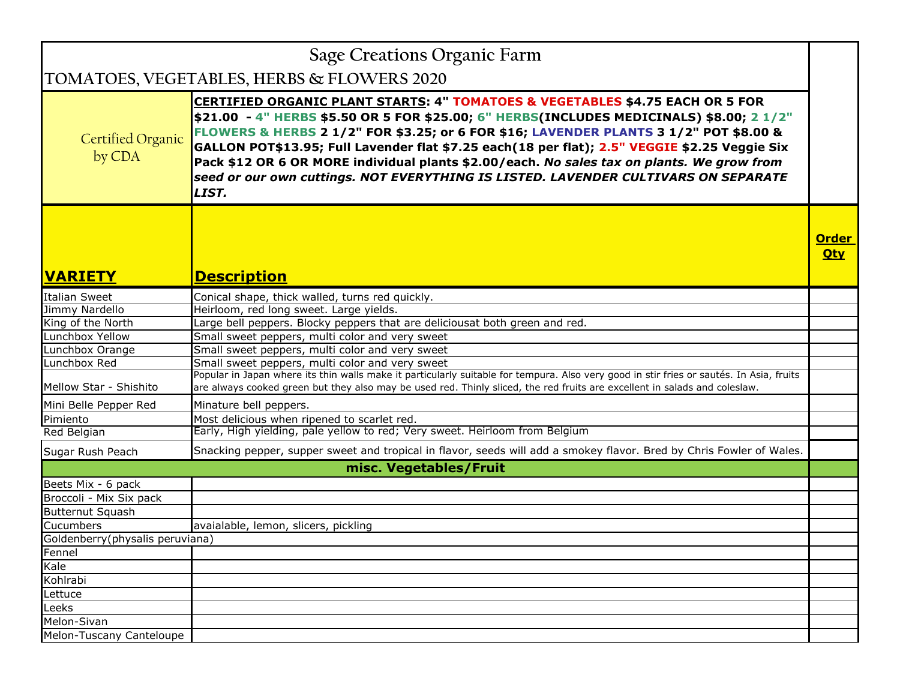# Sage Creations Organic Farm

## TOMATOES, VEGETABLES, HERBS & FLOWERS 2020

| Certified Organic by CDA | **CERTIFIED ORGANIC PLANT STARTS: 4" TOMATOES & VEGETABLES $4.75 EACH OR 5 FOR $21.00 - 4" HERBS $5.50 OR 5 FOR $25.00; 6" HERBS(INCLUDES MEDICINALS) $8.00; 2 1/2" FLOWERS & HERBS 2 1/2" FOR $3.25; or 6 FOR $16; LAVENDER PLANTS 3 1/2" POT $8.00 & GALLON POT$13.95; Full Lavender flat $7.25 each(18 per flat); 2.5" VEGGIE $2.25 Veggie Six Pack $12 OR 6 OR MORE individual plants $2.00/each.** ***No sales tax on plants. We grow from seed or our own cuttings. NOT EVERYTHING IS LISTED. LAVENDER CULTIVARS ON SEPARATE LIST.*** |
|---|---|

| VARIETY | Description | Order Qty |
|---|---|---|
| Italian Sweet | Conical shape, thick walled, turns red quickly. | |
| Jimmy Nardello | Heirloom, red long sweet. Large yields. | |
| King of the North | Large bell peppers. Blocky peppers that are deliciousat both green and red. | |
| Lunchbox Yellow | Small sweet peppers, multi color and very sweet | |
| Lunchbox Orange | Small sweet peppers, multi color and very sweet | |
| Lunchbox Red | Small sweet peppers, multi color and very sweet | |
| Mellow Star - Shishito | Popular in Japan where its thin walls make it particularly suitable for tempura. Also very good in stir fries or sautés. In Asia, fruits are always cooked green but they also may be used red. Thinly sliced, the red fruits are excellent in salads and coleslaw. | |
| Mini Belle Pepper Red | Minature bell peppers. | |
| Pimiento | Most delicious when ripened to scarlet red. | |
| Red Belgian | Early, High yielding, pale yellow to red; Very sweet. Heirloom from Belgium | |
| Sugar Rush Peach | Snacking pepper, supper sweet and tropical in flavor, seeds will add a smokey flavor. Bred by Chris Fowler of Wales. | |
| **misc. Vegetables/Fruit** | | |
| Beets Mix - 6 pack | | |
| Broccoli - Mix Six pack | | |
| Butternut Squash | | |
| Cucumbers | avaialable, lemon, slicers, pickling | |
| Goldenberry(physalis peruviana) | | |
| Fennel | | |
| Kale | | |
| Kohlrabi | | |
| Lettuce | | |
| Leeks | | |
| Melon-Sivan | | |
| Melon-Tuscany Canteloupe | | |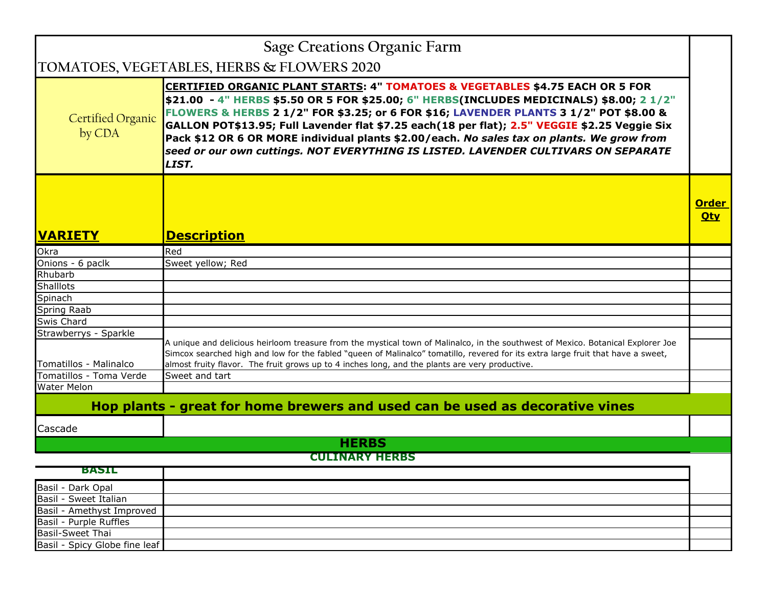# Sage Creations Organic Farm

## TOMATOES, VEGETABLES, HERBS & FLOWERS 2020

Certified Organic by CDA

**CERTIFIED ORGANIC PLANT STARTS: 4" TOMATOES & VEGETABLES $4.75 EACH OR 5 FOR $21.00 - 4" HERBS $5.50 OR 5 FOR $25.00; 6" HERBS(INCLUDES MEDICINALS) $8.00; 2 1/2" FLOWERS & HERBS 2 1/2" FOR $3.25; or 6 FOR $16; LAVENDER PLANTS 3 1/2" POT $8.00 & GALLON POT$13.95; Full Lavender flat $7.25 each(18 per flat); 2.5" VEGGIE $2.25 Veggie Six Pack $12 OR 6 OR MORE individual plants $2.00/each.** ***No sales tax on plants. We grow from seed or our own cuttings. NOT EVERYTHING IS LISTED. LAVENDER CULTIVARS ON SEPARATE LIST.***

| VARIETY | Description | Order Qty |
|---|---|---|
| Okra | Red | |
| Onions - 6 paclk | Sweet yellow; Red | |
| Rhubarb | | |
| Shallots | | |
| Spinach | | |
| Spring Raab | | |
| Swis Chard | | |
| Strawberrys - Sparkle | | |
| Tomatillos - Malinalco | A unique and delicious heirloom treasure from the mystical town of Malinalco, in the southwest of Mexico. Botanical Explorer Joe Simcox searched high and low for the fabled “queen of Malinalco” tomatillo, revered for its extra large fruit that have a sweet, almost fruity flavor. The fruit grows up to 4 inches long, and the plants are very productive. | |
| Tomatillos - Toma Verde | Sweet and tart | |
| Water Melon | | |
| **Hop plants - great for home brewers and used can be used as decorative vines** | | |
| Cascade | | |
| **HERBS** | | |
| **CULINARY HERBS** | | |
| **BASIL** | | |
| Basil - Dark Opal | | |
| Basil - Sweet Italian | | |
| Basil - Amethyst Improved | | |
| Basil - Purple Ruffles | | |
| Basil-Sweet Thai | | |
| Basil - Spicy Globe fine leaf | | |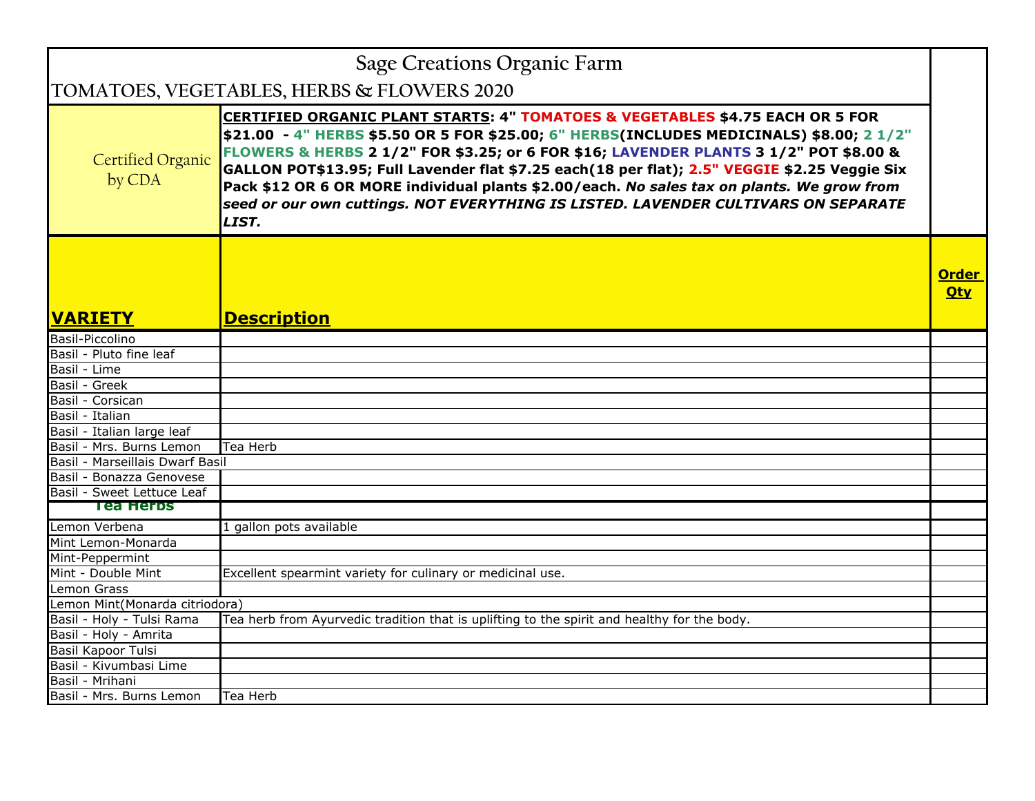# Sage Creations Organic Farm

## TOMATOES, VEGETABLES, HERBS & FLOWERS 2020

| Certified Organic by CDA | **CERTIFIED ORGANIC PLANT STARTS: 4" TOMATOES & VEGETABLES $4.75 EACH OR 5 FOR $21.00 - 4" HERBS $5.50 OR 5 FOR $25.00; 6" HERBS(INCLUDES MEDICINALS) $8.00; 2 1/2" FLOWERS & HERBS 2 1/2" FOR $3.25; or 6 FOR $16; LAVENDER PLANTS 3 1/2" POT $8.00 & GALLON POT$13.95; Full Lavender flat $7.25 each(18 per flat); 2.5" VEGGIE $2.25 Veggie Six Pack $12 OR 6 OR MORE individual plants $2.00/each.** ***No sales tax on plants. We grow from seed or our own cuttings. NOT EVERYTHING IS LISTED. LAVENDER CULTIVARS ON SEPARATE LIST.*** | |
|---|---|---|

| **VARIETY** | **Description** | **Order Qty** |
|---|---|---|
| Basil-Piccolino | | |
| Basil - Pluto fine leaf | | |
| Basil - Lime | | |
| Basil - Greek | | |
| Basil - Corsican | | |
| Basil - Italian | | |
| Basil - Italian large leaf | | |
| Basil - Mrs. Burns Lemon | Tea Herb | |
| Basil - Marseillais Dwarf Basil | | |
| Basil - Bonazza Genovese | | |
| Basil - Sweet Lettuce Leaf | | |
| **Tea Herbs** | | |
| Lemon Verbena | 1 gallon pots available | |
| Mint Lemon-Monarda | | |
| Mint-Peppermint | | |
| Mint - Double Mint | Excellent spearmint variety for culinary or medicinal use. | |
| Lemon Grass | | |
| Lemon Mint(Monarda citriodora) | | |
| Basil - Holy - Tulsi Rama | Tea herb from Ayurvedic tradition that is uplifting to the spirit and healthy for the body. | |
| Basil - Holy - Amrita | | |
| Basil Kapoor Tulsi | | |
| Basil - Kivumbasi Lime | | |
| Basil - Mrihani | | |
| Basil - Mrs. Burns Lemon | Tea Herb | |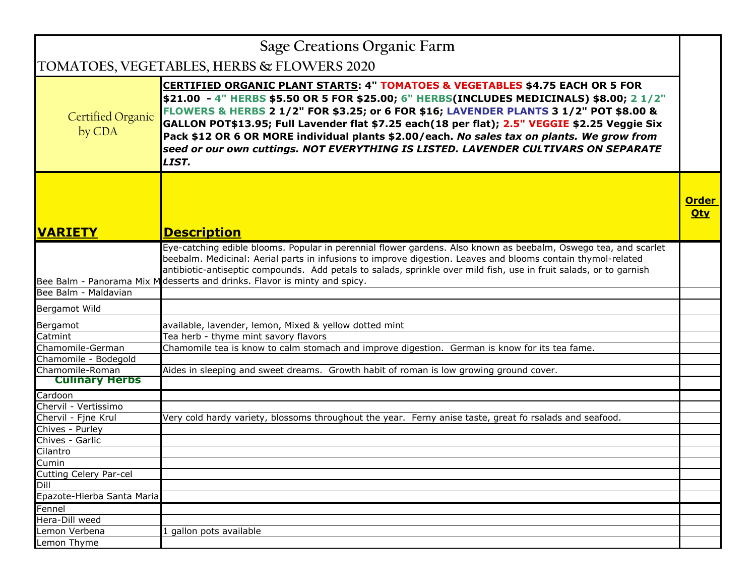# Sage Creations Organic Farm

## TOMATOES, VEGETABLES, HERBS & FLOWERS 2020

Certified Organic by CDA

**CERTIFIED ORGANIC PLANT STARTS: 4" TOMATOES & VEGETABLES $4.75 EACH OR 5 FOR $21.00 - 4" HERBS $5.50 OR 5 FOR $25.00; 6" HERBS(INCLUDES MEDICINALS) $8.00; 2 1/2" FLOWERS & HERBS 2 1/2" FOR $3.25; or 6 FOR $16; LAVENDER PLANTS 3 1/2" POT $8.00 & GALLON POT$13.95; Full Lavender flat $7.25 each(18 per flat); 2.5" VEGGIE $2.25 Veggie Six Pack $12 OR 6 OR MORE individual plants $2.00/each.** ***No sales tax on plants. We grow from seed or our own cuttings. NOT EVERYTHING IS LISTED. LAVENDER CULTIVARS ON SEPARATE LIST.***

| VARIETY | Description | Order Qty |
|---|---|---|
| Bee Balm - Panorama Mix M | Eye-catching edible blooms. Popular in perennial flower gardens. Also known as beebalm, Oswego tea, and scarlet beebalm. Medicinal: Aerial parts in infusions to improve digestion. Leaves and blooms contain thymol-related antibiotic-antiseptic compounds. Add petals to salads, sprinkle over mild fish, use in fruit salads, or to garnish desserts and drinks. Flavor is minty and spicy. | |
| Bee Balm - Maldavian | | |
| Bergamot Wild | | |
| Bergamot | available, lavender, lemon, Mixed & yellow dotted mint | |
| Catmint | Tea herb - thyme mint savory flavors | |
| Chamomile-German | Chamomile tea is know to calm stomach and improve digestion. German is know for its tea fame. | |
| Chamomile - Bodegold | | |
| Chamomile-Roman | Aides in sleeping and sweet dreams. Growth habit of roman is low growing ground cover. | |
| **Culinary Herbs** | | |
| Cardoon | | |
| Chervil - Vertissimo | | |
| Chervil - Fjne Krul | Very cold hardy variety, blossoms throughout the year. Ferny anise taste, great fo rsalads and seafood. | |
| Chives - Purley | | |
| Chives - Garlic | | |
| Cilantro | | |
| Cumin | | |
| Cutting Celery Par-cel | | |
| Dill | | |
| Epazote-Hierba Santa Maria | | |
| Fennel | | |
| Hera-Dill weed | | |
| Lemon Verbena | 1 gallon pots available | |
| Lemon Thyme | | |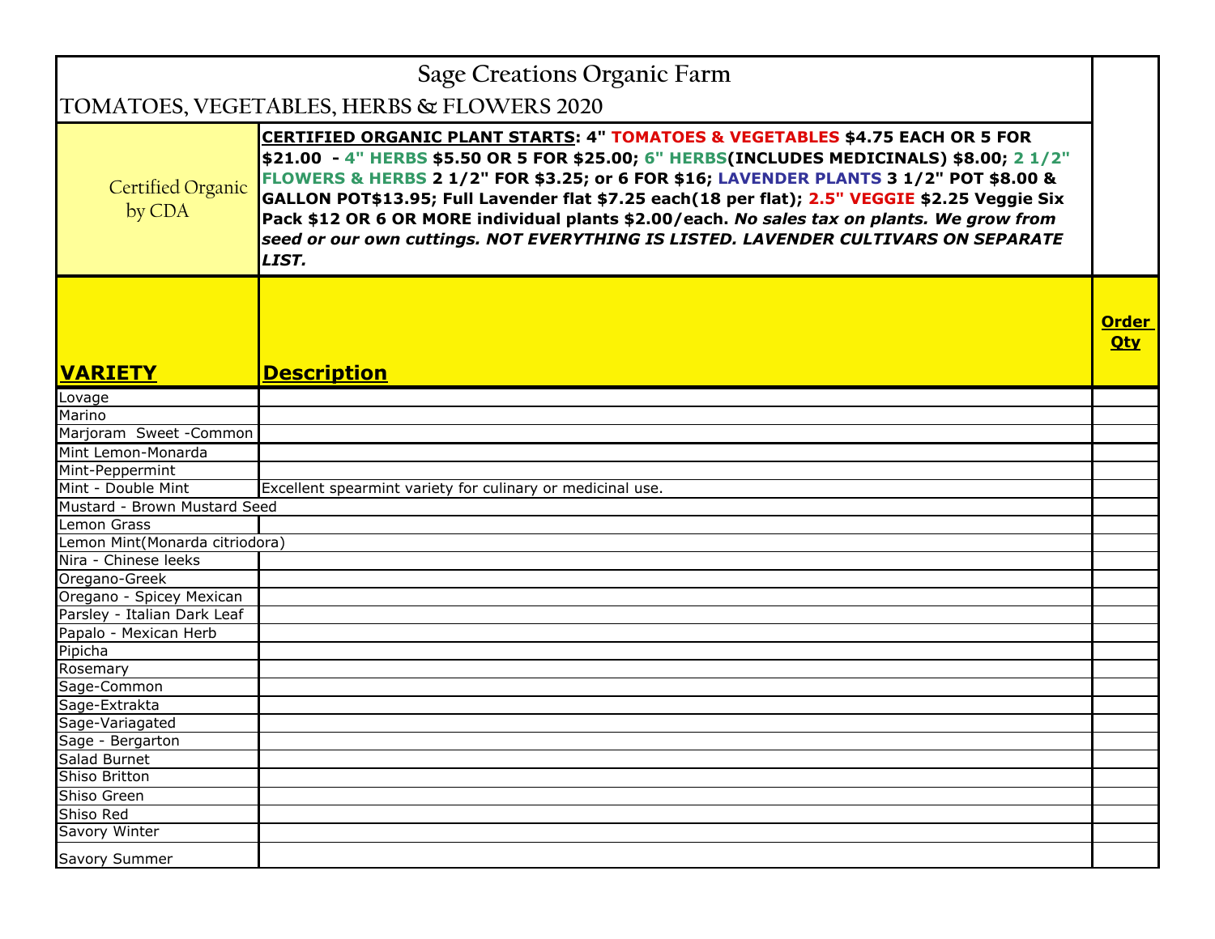# Sage Creations Organic Farm

## TOMATOES, VEGETABLES, HERBS & FLOWERS 2020

| Certified Organic by CDA | **CERTIFIED ORGANIC PLANT STARTS: 4" TOMATOES & VEGETABLES $4.75 EACH OR 5 FOR $21.00 - 4" HERBS $5.50 OR 5 FOR $25.00; 6" HERBS(INCLUDES MEDICINALS) $8.00; 2 1/2" FLOWERS & HERBS 2 1/2" FOR $3.25; or 6 FOR $16; LAVENDER PLANTS 3 1/2" POT $8.00 & GALLON POT$13.95; Full Lavender flat $7.25 each(18 per flat); 2.5" VEGGIE $2.25 Veggie Six Pack $12 OR 6 OR MORE individual plants $2.00/each.** ***No sales tax on plants. We grow from seed or our own cuttings. NOT EVERYTHING IS LISTED. LAVENDER CULTIVARS ON SEPARATE LIST.*** | |
|---|---|---|
| **VARIETY** | **Description** | **Order Qty** |
| Lovage | | |
| Marino | | |
| Marjoram Sweet -Common | | |
| Mint Lemon-Monarda | | |
| Mint-Peppermint | | |
| Mint - Double Mint | Excellent spearmint variety for culinary or medicinal use. | |
| Mustard - Brown Mustard Seed | | |
| Lemon Grass | | |
| Lemon Mint(Monarda citriodora) | | |
| Nira - Chinese leeks | | |
| Oregano-Greek | | |
| Oregano - Spicey Mexican | | |
| Parsley - Italian Dark Leaf | | |
| Papalo - Mexican Herb | | |
| Pipicha | | |
| Rosemary | | |
| Sage-Common | | |
| Sage-Extrakta | | |
| Sage-Variagated | | |
| Sage - Bergarton | | |
| Salad Burnet | | |
| Shiso Britton | | |
| Shiso Green | | |
| Shiso Red | | |
| Savory Winter | | |
| Savory Summer | | |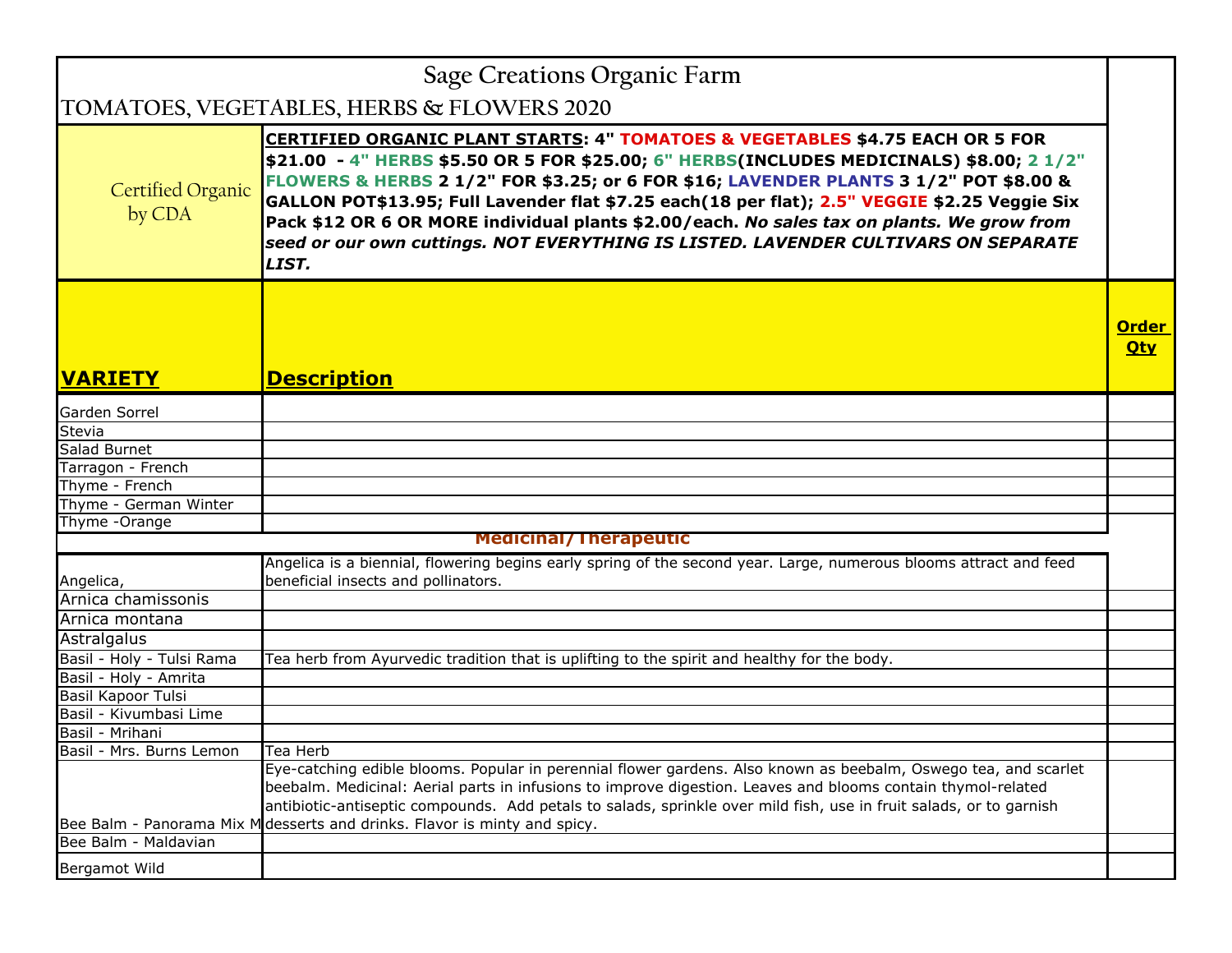# Sage Creations Organic Farm

## TOMATOES, VEGETABLES, HERBS & FLOWERS 2020

| Certified Organic by CDA | **CERTIFIED ORGANIC PLANT STARTS: 4" TOMATOES & VEGETABLES $4.75 EACH OR 5 FOR $21.00 - 4" HERBS $5.50 OR 5 FOR $25.00; 6" HERBS(INCLUDES MEDICINALS) $8.00; 2 1/2" FLOWERS & HERBS 2 1/2" FOR $3.25; or 6 FOR $16; LAVENDER PLANTS 3 1/2" POT $8.00 & GALLON POT$13.95; Full Lavender flat $7.25 each(18 per flat); 2.5" VEGGIE $2.25 Veggie Six Pack $12 OR 6 OR MORE individual plants $2.00/each.** ***No sales tax on plants. We grow from seed or our own cuttings. NOT EVERYTHING IS LISTED. LAVENDER CULTIVARS ON SEPARATE LIST.*** |
|---|---|

| VARIETY | Description | Order Qty |
|---|---|---|
| Garden Sorrel | | |
| Stevia | | |
| Salad Burnet | | |
| Tarragon - French | | |
| Thyme - French | | |
| Thyme - German Winter | | |
| Thyme -Orange | | |
| **Medicinal/Therapeutic** | | |
| Angelica, | Angelica is a biennial, flowering begins early spring of the second year. Large, numerous blooms attract and feed beneficial insects and pollinators. | |
| Arnica chamissonis | | |
| Arnica montana | | |
| Astralgalus | | |
| Basil - Holy - Tulsi Rama | Tea herb from Ayurvedic tradition that is uplifting to the spirit and healthy for the body. | |
| Basil - Holy - Amrita | | |
| Basil Kapoor Tulsi | | |
| Basil - Kivumbasi Lime | | |
| Basil - Mrihani | | |
| Basil - Mrs. Burns Lemon | Tea Herb | |
| Bee Balm - Panorama Mix M | Eye-catching edible blooms. Popular in perennial flower gardens. Also known as beebalm, Oswego tea, and scarlet beebalm. Medicinal: Aerial parts in infusions to improve digestion. Leaves and blooms contain thymol-related antibiotic-antiseptic compounds. Add petals to salads, sprinkle over mild fish, use in fruit salads, or to garnish desserts and drinks. Flavor is minty and spicy. | |
| Bee Balm - Maldavian | | |
| Bergamot Wild | | |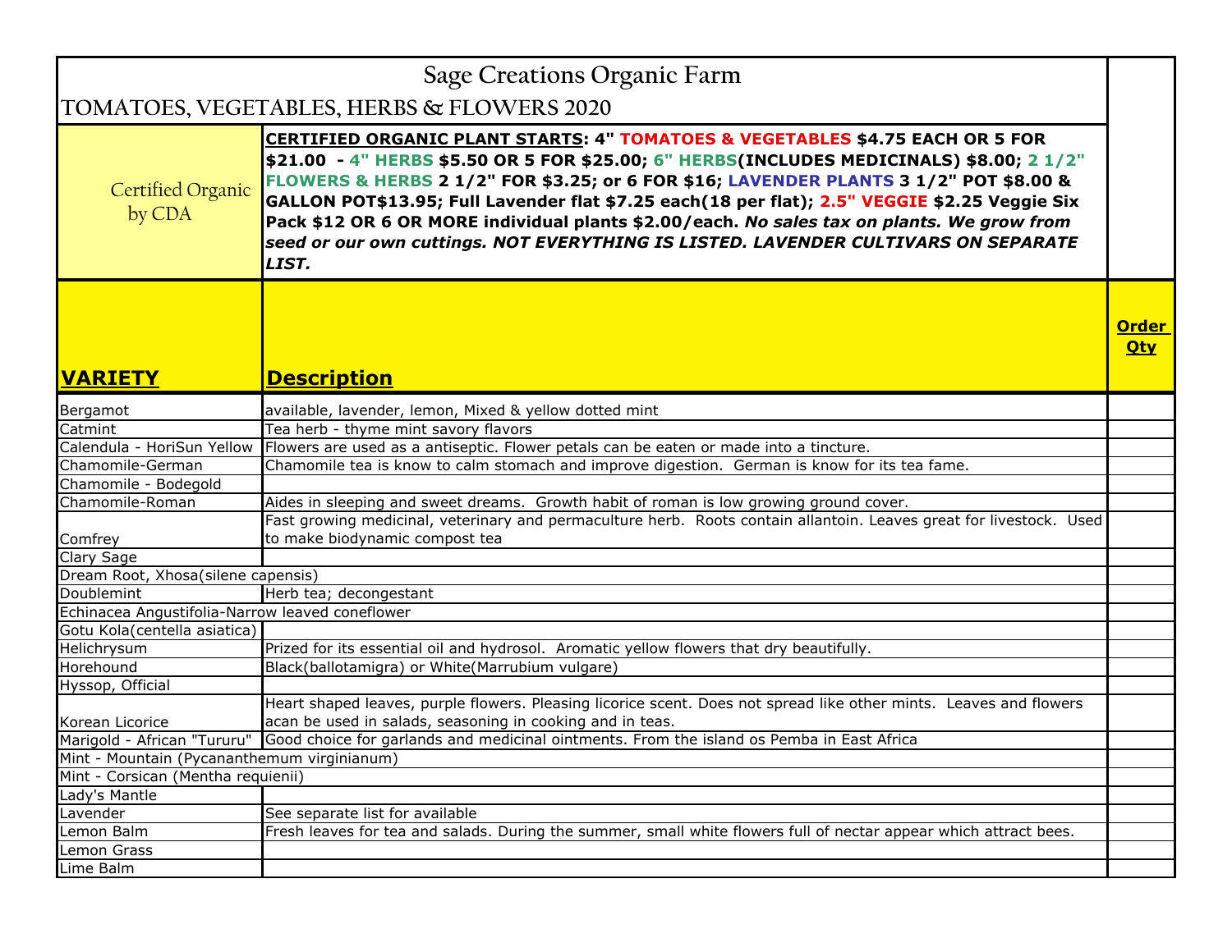# Sage Creations Organic Farm

## TOMATOES, VEGETABLES, HERBS & FLOWERS 2020

| Certified Organic by CDA | **CERTIFIED ORGANIC PLANT STARTS: 4" TOMATOES & VEGETABLES $4.75 EACH OR 5 FOR $21.00 - 4" HERBS $5.50 OR 5 FOR $25.00; 6" HERBS(INCLUDES MEDICINALS) $8.00; 2 1/2" FLOWERS & HERBS 2 1/2" FOR $3.25; or 6 FOR $16; LAVENDER PLANTS 3 1/2" POT $8.00 & GALLON POT$13.95; Full Lavender flat $7.25 each(18 per flat); 2.5" VEGGIE $2.25 Veggie Six Pack $12 OR 6 OR MORE individual plants $2.00/each.** ***No sales tax on plants. We grow from seed or our own cuttings. NOT EVERYTHING IS LISTED. LAVENDER CULTIVARS ON SEPARATE LIST.*** | |
|---|---|---|
| **VARIETY** | **Description** | **Order Qty** |
| Bergamot | available, lavender, lemon, Mixed & yellow dotted mint | |
| Catmint | Tea herb - thyme mint savory flavors | |
| Calendula - HoriSun Yellow | Flowers are used as a antiseptic. Flower petals can be eaten or made into a tincture. | |
| Chamomile-German | Chamomile tea is know to calm stomach and improve digestion. German is know for its tea fame. | |
| Chamomile - Bodegold | | |
| Chamomile-Roman | Aides in sleeping and sweet dreams. Growth habit of roman is low growing ground cover. | |
| Comfrey | Fast growing medicinal, veterinary and permaculture herb. Roots contain allantoin. Leaves great for livestock. Used to make biodynamic compost tea | |
| Clary Sage | | |
| Dream Root, Xhosa(silene capensis) | | |
| Doublemint | Herb tea; decongestant | |
| Echinacea Angustifolia-Narrow leaved coneflower | | |
| Gotu Kola(centella asiatica) | | |
| Helichrysum | Prized for its essential oil and hydrosol. Aromatic yellow flowers that dry beautifully. | |
| Horehound | Black(ballotamigra) or White(Marrubium vulgare) | |
| Hyssop, Official | | |
| Korean Licorice | Heart shaped leaves, purple flowers. Pleasing licorice scent. Does not spread like other mints. Leaves and flowers acan be used in salads, seasoning in cooking and in teas. | |
| Marigold - African "Tururu" | Good choice for garlands and medicinal ointments. From the island os Pemba in East Africa | |
| Mint - Mountain (Pycananthemum virginianum) | | |
| Mint - Corsican (Mentha requienii) | | |
| Lady's Mantle | | |
| Lavender | See separate list for available | |
| Lemon Balm | Fresh leaves for tea and salads. During the summer, small white flowers full of nectar appear which attract bees. | |
| Lemon Grass | | |
| Lime Balm | | |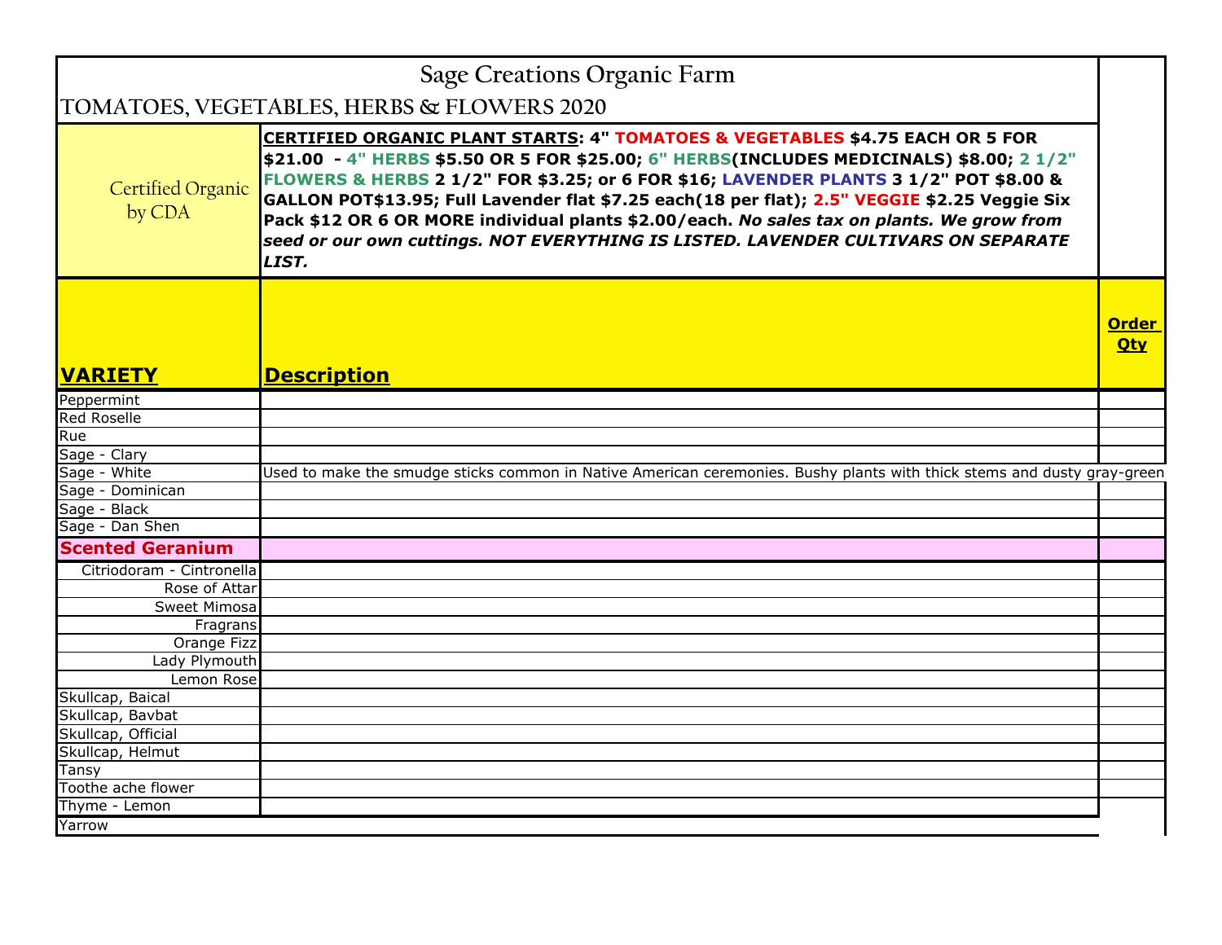# Sage Creations Organic Farm

## TOMATOES, VEGETABLES, HERBS & FLOWERS 2020

| Certified Organic by CDA | **CERTIFIED ORGANIC PLANT STARTS: 4" TOMATOES & VEGETABLES $4.75 EACH OR 5 FOR $21.00 - 4" HERBS $5.50 OR 5 FOR $25.00; 6" HERBS(INCLUDES MEDICINALS) $8.00; 2 1/2" FLOWERS & HERBS 2 1/2" FOR $3.25; or 6 FOR $16; LAVENDER PLANTS 3 1/2" POT $8.00 & GALLON POT$13.95; Full Lavender flat $7.25 each(18 per flat); 2.5" VEGGIE $2.25 Veggie Six Pack $12 OR 6 OR MORE individual plants $2.00/each.** ***No sales tax on plants. We grow from seed or our own cuttings. NOT EVERYTHING IS LISTED. LAVENDER CULTIVARS ON SEPARATE LIST.*** | |
|---|---|---|
| **VARIETY** | **Description** | **Order Qty** |
| Peppermint | | |
| Red Roselle | | |
| Rue | | |
| Sage - Clary | | |
| Sage - White | Used to make the smudge sticks common in Native American ceremonies. Bushy plants with thick stems and dusty gray-green | |
| Sage - Dominican | | |
| Sage - Black | | |
| Sage - Dan Shen | | |
| **Scented Geranium** | | |
| Citriodoram - Cintronella | | |
| Rose of Attar | | |
| Sweet Mimosa | | |
| Fragrans | | |
| Orange Fizz | | |
| Lady Plymouth | | |
| Lemon Rose | | |
| Skullcap, Baical | | |
| Skullcap, Bavbat | | |
| Skullcap, Official | | |
| Skullcap, Helmut | | |
| Tansy | | |
| Toothe ache flower | | |
| Thyme - Lemon | | |
| Yarrow | | |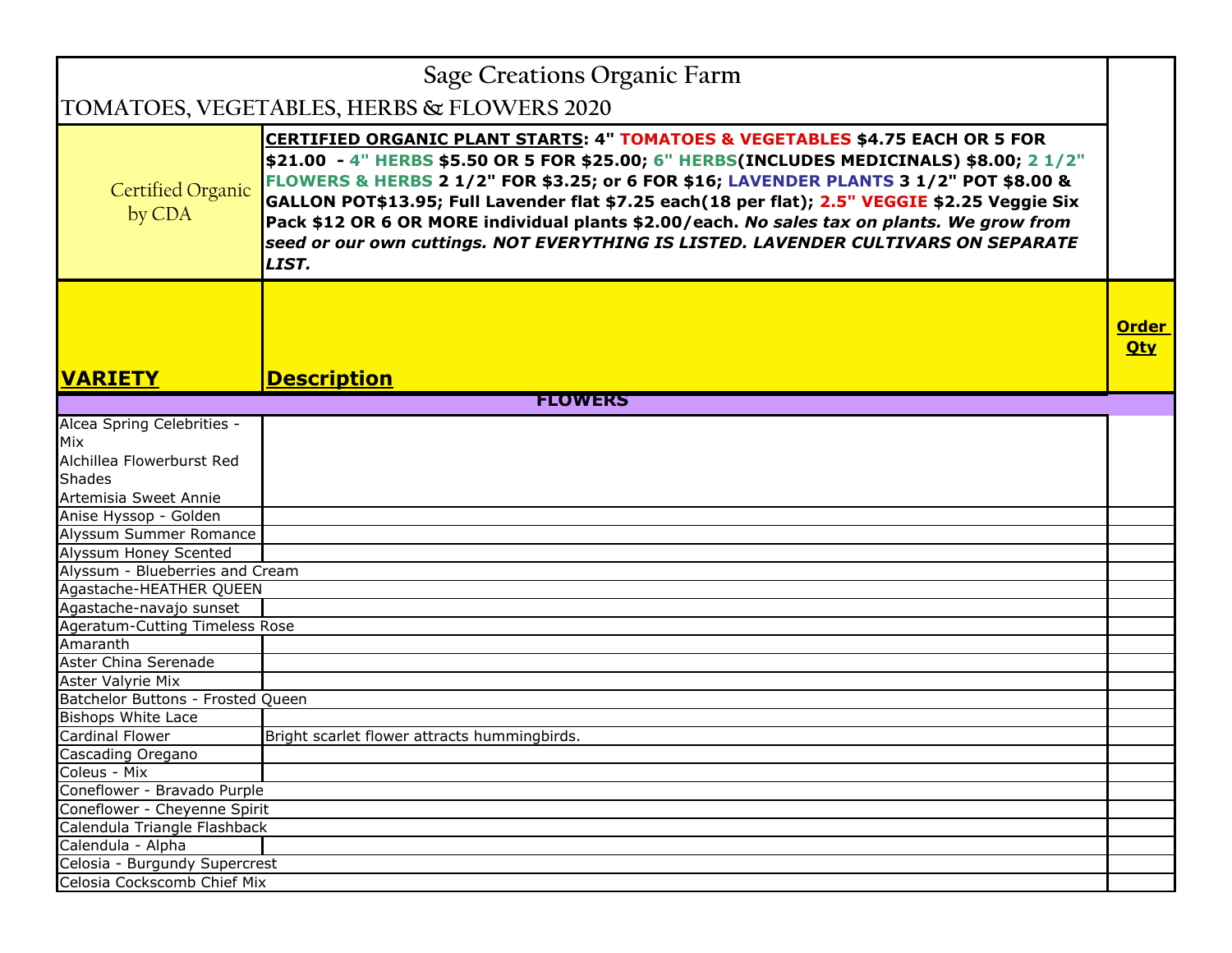# Sage Creations Organic Farm

## TOMATOES, VEGETABLES, HERBS & FLOWERS 2020

| Certified Organic by CDA | **CERTIFIED ORGANIC PLANT STARTS: 4" TOMATOES & VEGETABLES $4.75 EACH OR 5 FOR $21.00 - 4" HERBS $5.50 OR 5 FOR $25.00; 6" HERBS(INCLUDES MEDICINALS) $8.00; 2 1/2" FLOWERS & HERBS 2 1/2" FOR $3.25; or 6 FOR $16; LAVENDER PLANTS 3 1/2" POT $8.00 & GALLON POT$13.95; Full Lavender flat $7.25 each(18 per flat); 2.5" VEGGIE $2.25 Veggie Six Pack $12 OR 6 OR MORE individual plants $2.00/each.** ***No sales tax on plants. We grow from seed or our own cuttings. NOT EVERYTHING IS LISTED. LAVENDER CULTIVARS ON SEPARATE LIST.*** |  |
|---|---|---|

| **VARIETY** | **Description** | **Order Qty** |
|---|---|---|
| **FLOWERS** | | |
| Alcea Spring Celebrities - Mix | | |
| Alchillea Flowerburst Red Shades | | |
| Artemisia Sweet Annie | | |
| Anise Hyssop - Golden | | |
| Alyssum Summer Romance | | |
| Alyssum Honey Scented | | |
| Alyssum - Blueberries and Cream | | |
| Agastache-HEATHER QUEEN | | |
| Agastache-navajo sunset | | |
| Ageratum-Cutting Timeless Rose | | |
| Amaranth | | |
| Aster China Serenade | | |
| Aster Valyrie Mix | | |
| Batchelor Buttons - Frosted Queen | | |
| Bishops White Lace | | |
| Cardinal Flower | Bright scarlet flower attracts hummingbirds. | |
| Cascading Oregano | | |
| Coleus - Mix | | |
| Coneflower - Bravado Purple | | |
| Coneflower - Cheyenne Spirit | | |
| Calendula Triangle Flashback | | |
| Calendula - Alpha | | |
| Celosia - Burgundy Supercrest | | |
| Celosia Cockscomb Chief Mix | | |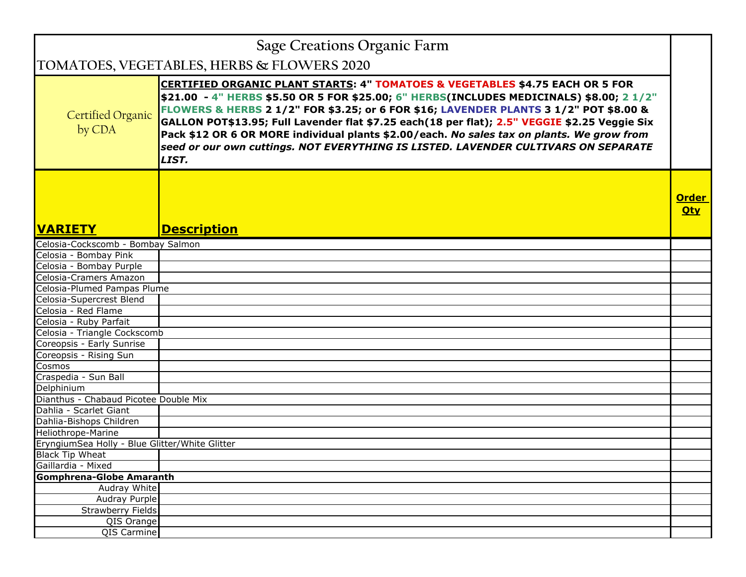# Sage Creations Organic Farm

## TOMATOES, VEGETABLES, HERBS & FLOWERS 2020

| Certified Organic by CDA | **CERTIFIED ORGANIC PLANT STARTS: 4" TOMATOES & VEGETABLES $4.75 EACH OR 5 FOR $21.00 - 4" HERBS $5.50 OR 5 FOR $25.00; 6" HERBS(INCLUDES MEDICINALS) $8.00; 2 1/2" FLOWERS & HERBS 2 1/2" FOR $3.25; or 6 FOR $16; LAVENDER PLANTS 3 1/2" POT $8.00 & GALLON POT$13.95; Full Lavender flat $7.25 each(18 per flat); 2.5" VEGGIE $2.25 Veggie Six Pack $12 OR 6 OR MORE individual plants $2.00/each.** ***No sales tax on plants. We grow from seed or our own cuttings. NOT EVERYTHING IS LISTED. LAVENDER CULTIVARS ON SEPARATE LIST.*** |
|---|---|

| VARIETY | Description | Order Qty |
|---|---|---|
| Celosia-Cockscomb - Bombay Salmon | | |
| Celosia - Bombay Pink | | |
| Celosia - Bombay Purple | | |
| Celosia-Cramers Amazon | | |
| Celosia-Plumed Pampas Plume | | |
| Celosia-Supercrest Blend | | |
| Celosia - Red Flame | | |
| Celosia - Ruby Parfait | | |
| Celosia - Triangle Cockscomb | | |
| Coreopsis - Early Sunrise | | |
| Coreopsis - Rising Sun | | |
| Cosmos | | |
| Craspedia - Sun Ball | | |
| Delphinium | | |
| Dianthus - Chabaud Picotee Double Mix | | |
| Dahlia - Scarlet Giant | | |
| Dahlia-Bishops Children | | |
| Heliothrope-Marine | | |
| EryngiumSea Holly - Blue Glitter/White Glitter | | |
| Black Tip Wheat | | |
| Gaillardia - Mixed | | |
| **Gomphrena-Globe Amaranth** | | |
| Audray White | | |
| Audray Purple | | |
| Strawberry Fields | | |
| QIS Orange | | |
| QIS Carmine | | |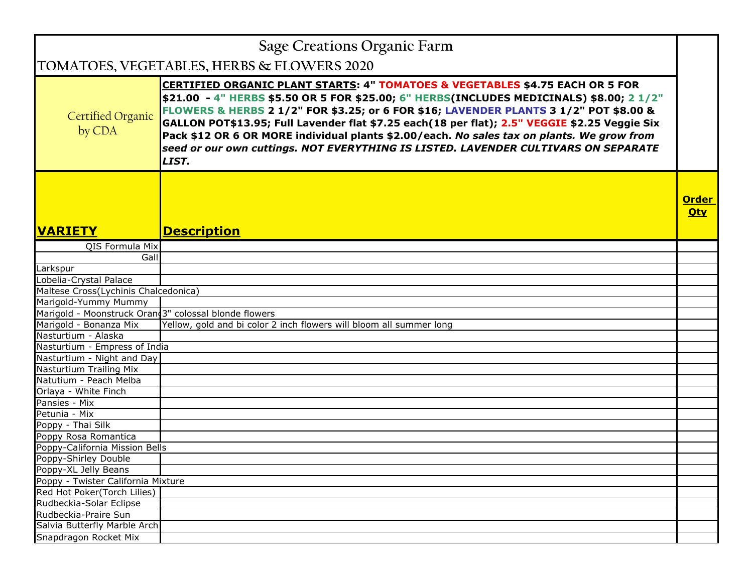# Sage Creations Organic Farm

## TOMATOES, VEGETABLES, HERBS & FLOWERS 2020

| Certified Organic by CDA | **CERTIFIED ORGANIC PLANT STARTS: 4" TOMATOES & VEGETABLES $4.75 EACH OR 5 FOR $21.00 - 4" HERBS $5.50 OR 5 FOR $25.00; 6" HERBS(INCLUDES MEDICINALS) $8.00; 2 1/2" FLOWERS & HERBS 2 1/2" FOR $3.25; or 6 FOR $16; LAVENDER PLANTS 3 1/2" POT $8.00 & GALLON POT$13.95; Full Lavender flat $7.25 each(18 per flat); 2.5" VEGGIE $2.25 Veggie Six Pack $12 OR 6 OR MORE individual plants $2.00/each.** ***No sales tax on plants. We grow from seed or our own cuttings. NOT EVERYTHING IS LISTED. LAVENDER CULTIVARS ON SEPARATE LIST.*** | |
|---|---|---|
| **VARIETY** | **Description** | **Order Qty** |
| QIS Formula Mix | | |
| Gall | | |
| Larkspur | | |
| Lobelia-Crystal Palace | | |
| Maltese Cross(Lychinis Chalcedonica) | | |
| Marigold-Yummy Mummy | | |
| Marigold - Moonstruck Orang | 3" colossal blonde flowers | |
| Marigold - Bonanza Mix | Yellow, gold and bi color 2 inch flowers will bloom all summer long | |
| Nasturtium - Alaska | | |
| Nasturtium - Empress of India | | |
| Nasturtium - Night and Day | | |
| Nasturtium Trailing Mix | | |
| Natutium - Peach Melba | | |
| Orlaya - White Finch | | |
| Pansies - Mix | | |
| Petunia - Mix | | |
| Poppy - Thai Silk | | |
| Poppy Rosa Romantica | | |
| Poppy-California Mission Bells | | |
| Poppy-Shirley Double | | |
| Poppy-XL Jelly Beans | | |
| Poppy - Twister California Mixture | | |
| Red Hot Poker(Torch Lilies) | | |
| Rudbeckia-Solar Eclipse | | |
| Rudbeckia-Praire Sun | | |
| Salvia Butterfly Marble Arch | | |
| Snapdragon Rocket Mix | | |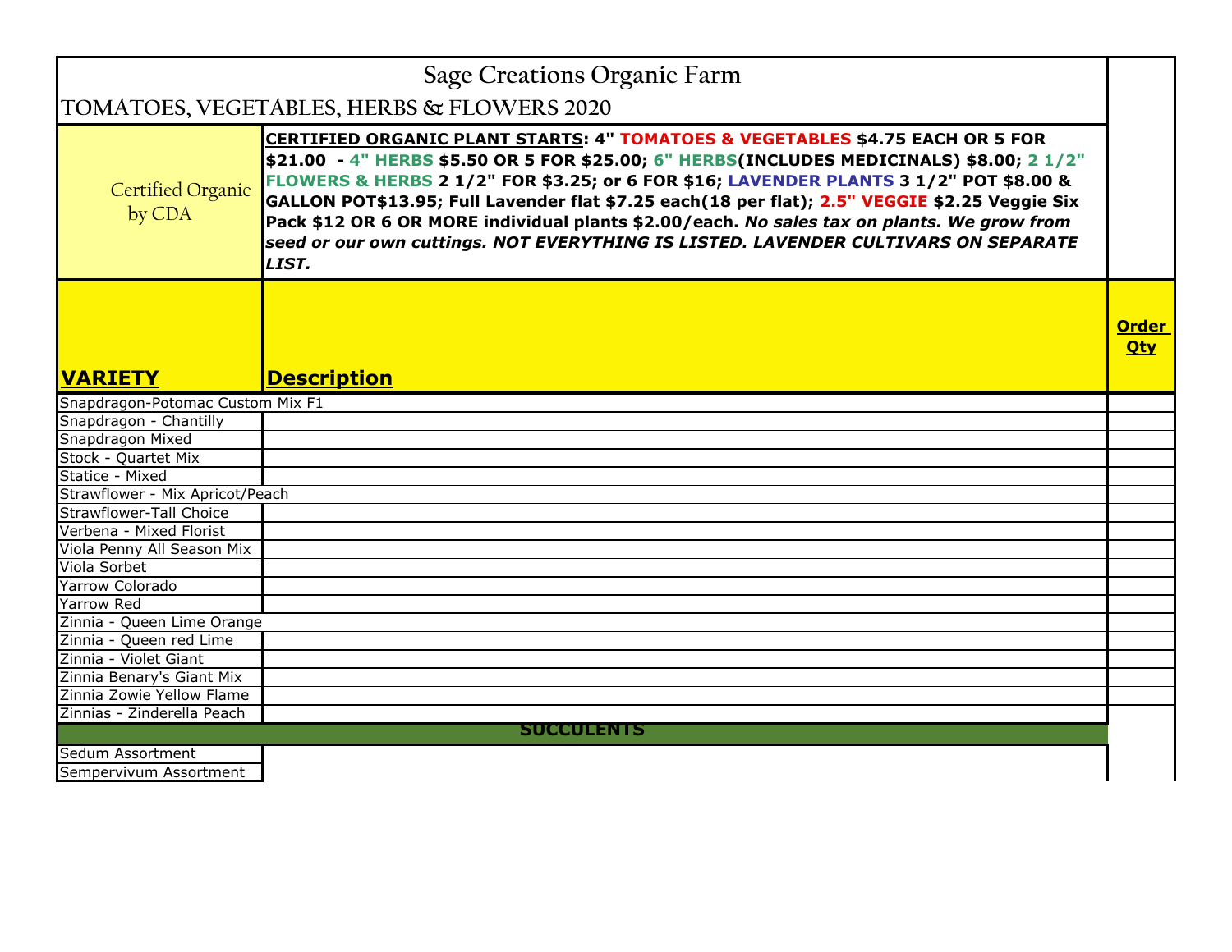# Sage Creations Organic Farm

## TOMATOES, VEGETABLES, HERBS & FLOWERS 2020

| | |
|---|---|
| Certified Organic by CDA | **CERTIFIED ORGANIC PLANT STARTS: 4" TOMATOES & VEGETABLES $4.75 EACH OR 5 FOR $21.00 - 4" HERBS $5.50 OR 5 FOR $25.00; 6" HERBS(INCLUDES MEDICINALS) $8.00; 2 1/2" FLOWERS & HERBS 2 1/2" FOR $3.25; or 6 FOR $16; LAVENDER PLANTS 3 1/2" POT $8.00 & GALLON POT$13.95; Full Lavender flat $7.25 each(18 per flat); 2.5" VEGGIE $2.25 Veggie Six Pack $12 OR 6 OR MORE individual plants $2.00/each.** ***No sales tax on plants. We grow from seed or our own cuttings. NOT EVERYTHING IS LISTED. LAVENDER CULTIVARS ON SEPARATE LIST.*** |

| VARIETY | Description | Order Qty |
|---|---|---|
| Snapdragon-Potomac Custom Mix F1 | | |
| Snapdragon - Chantilly | | |
| Snapdragon Mixed | | |
| Stock - Quartet Mix | | |
| Statice - Mixed | | |
| Strawflower - Mix Apricot/Peach | | |
| Strawflower-Tall Choice | | |
| Verbena - Mixed Florist | | |
| Viola Penny All Season Mix | | |
| Viola Sorbet | | |
| Yarrow Colorado | | |
| Yarrow Red | | |
| Zinnia - Queen Lime Orange | | |
| Zinnia - Queen red Lime | | |
| Zinnia - Violet Giant | | |
| Zinnia Benary's Giant Mix | | |
| Zinnia Zowie Yellow Flame | | |
| Zinnias - Zinderella Peach | | |
| **SUCCULENTS** | | |
| Sedum Assortment | | |
| Sempervivum Assortment | | |